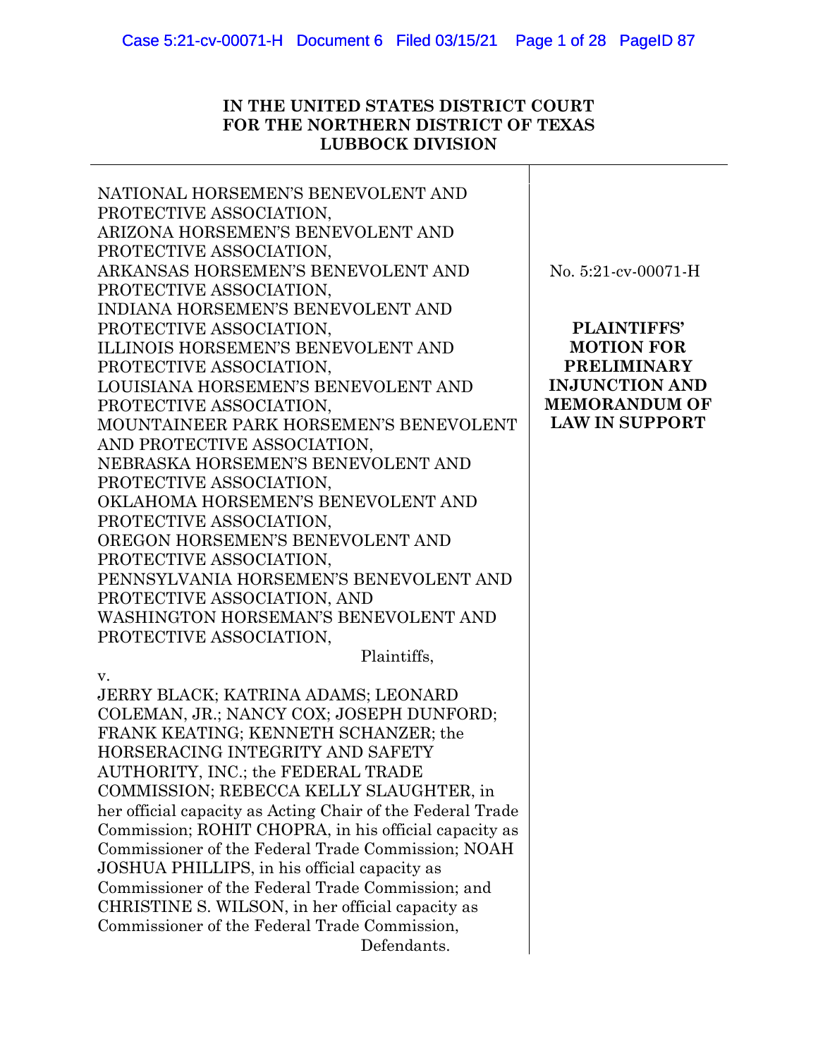**IN THE UNITED STATES DISTRICT COURT**
**FOR THE NORTHERN DISTRICT OF TEXAS**
**LUBBOCK DIVISION**

NATIONAL HORSEMEN'S BENEVOLENT AND PROTECTIVE ASSOCIATION,
ARIZONA HORSEMEN'S BENEVOLENT AND PROTECTIVE ASSOCIATION,
ARKANSAS HORSEMEN'S BENEVOLENT AND PROTECTIVE ASSOCIATION,
INDIANA HORSEMEN'S BENEVOLENT AND PROTECTIVE ASSOCIATION,
ILLINOIS HORSEMEN'S BENEVOLENT AND PROTECTIVE ASSOCIATION,
LOUISIANA HORSEMEN'S BENEVOLENT AND PROTECTIVE ASSOCIATION,
MOUNTAINEER PARK HORSEMEN'S BENEVOLENT AND PROTECTIVE ASSOCIATION,
NEBRASKA HORSEMEN'S BENEVOLENT AND PROTECTIVE ASSOCIATION,
OKLAHOMA HORSEMEN'S BENEVOLENT AND PROTECTIVE ASSOCIATION,
OREGON HORSEMEN'S BENEVOLENT AND PROTECTIVE ASSOCIATION,
PENNSYLVANIA HORSEMEN'S BENEVOLENT AND PROTECTIVE ASSOCIATION, AND
WASHINGTON HORSEMAN'S BENEVOLENT AND PROTECTIVE ASSOCIATION,

Plaintiffs,

v.

JERRY BLACK; KATRINA ADAMS; LEONARD COLEMAN, JR.; NANCY COX; JOSEPH DUNFORD; FRANK KEATING; KENNETH SCHANZER; the HORSERACING INTEGRITY AND SAFETY AUTHORITY, INC.; the FEDERAL TRADE COMMISSION; REBECCA KELLY SLAUGHTER, in her official capacity as Acting Chair of the Federal Trade Commission; ROHIT CHOPRA, in his official capacity as Commissioner of the Federal Trade Commission; NOAH JOSHUA PHILLIPS, in his official capacity as Commissioner of the Federal Trade Commission; and CHRISTINE S. WILSON, in her official capacity as Commissioner of the Federal Trade Commission,

Defendants.

No. 5:21-cv-00071-H

**PLAINTIFFS' MOTION FOR PRELIMINARY INJUNCTION AND MEMORANDUM OF LAW IN SUPPORT**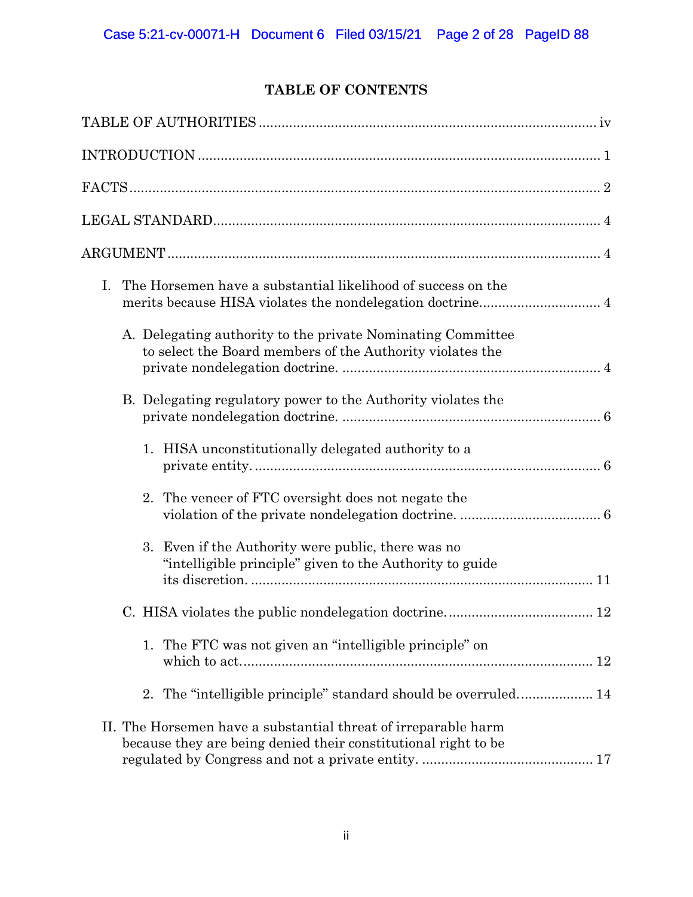# TABLE OF CONTENTS

TABLE OF AUTHORITIES ........................................................................................ iv

INTRODUCTION ......................................................................................................... 1

FACTS ........................................................................................................................... 2

LEGAL STANDARD ..................................................................................................... 4

ARGUMENT ................................................................................................................. 4

I. The Horsemen have a substantial likelihood of success on the merits because HISA violates the nondelegation doctrine ................................ 4

   A. Delegating authority to the private Nominating Committee to select the Board members of the Authority violates the private nondelegation doctrine. .................................................................. 4

   B. Delegating regulatory power to the Authority violates the private nondelegation doctrine. .................................................................. 6

      1. HISA unconstitutionally delegated authority to a private entity. ........................................................................................ 6

      2. The veneer of FTC oversight does not negate the violation of the private nondelegation doctrine. .................................... 6

      3. Even if the Authority were public, there was no "intelligible principle" given to the Authority to guide its discretion. ......................................................................................... 11

   C. HISA violates the public nondelegation doctrine. ..................................... 12

      1. The FTC was not given an "intelligible principle" on which to act. ......................................................................................... 12

      2. The "intelligible principle" standard should be overruled. .................. 14

II. The Horsemen have a substantial threat of irreparable harm because they are being denied their constitutional right to be regulated by Congress and not a private entity. ............................................ 17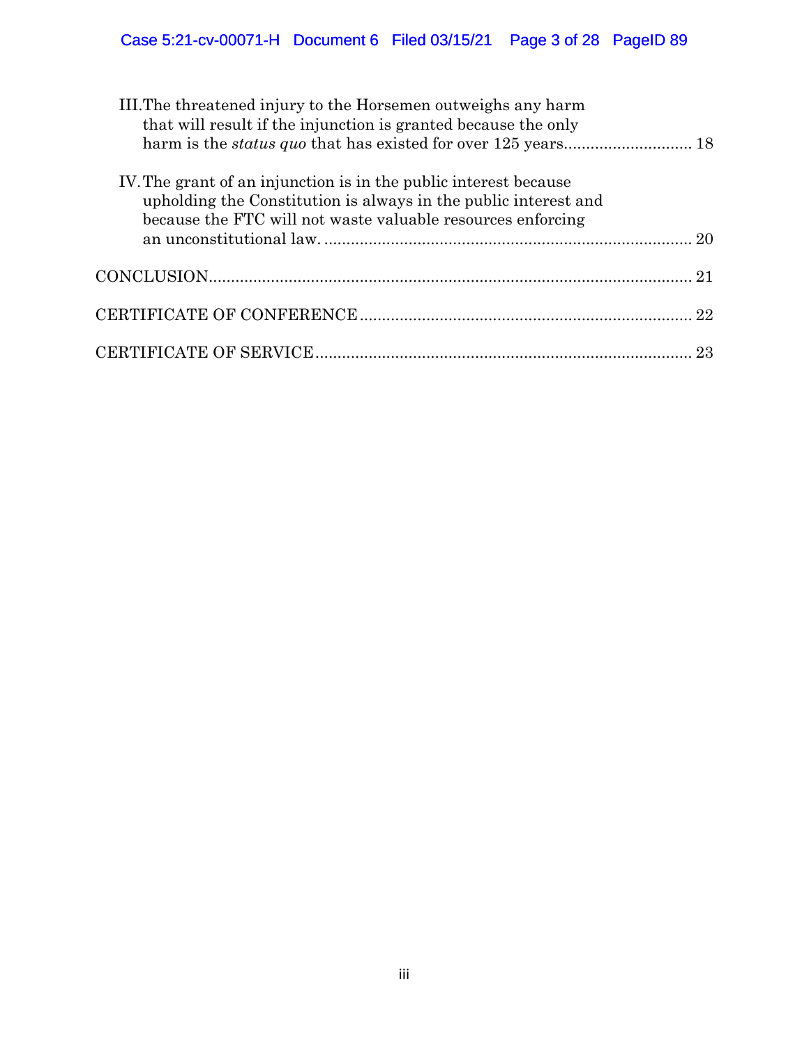III. The threatened injury to the Horsemen outweighs any harm that will result if the injunction is granted because the only harm is the *status quo* that has existed for over 125 years............................ 18

IV. The grant of an injunction is in the public interest because upholding the Constitution is always in the public interest and because the FTC will not waste valuable resources enforcing an unconstitutional law. .................................................................................. 20

CONCLUSION........................................................................................................... 21

CERTIFICATE OF CONFERENCE ......................................................................... 22

CERTIFICATE OF SERVICE ................................................................................... 23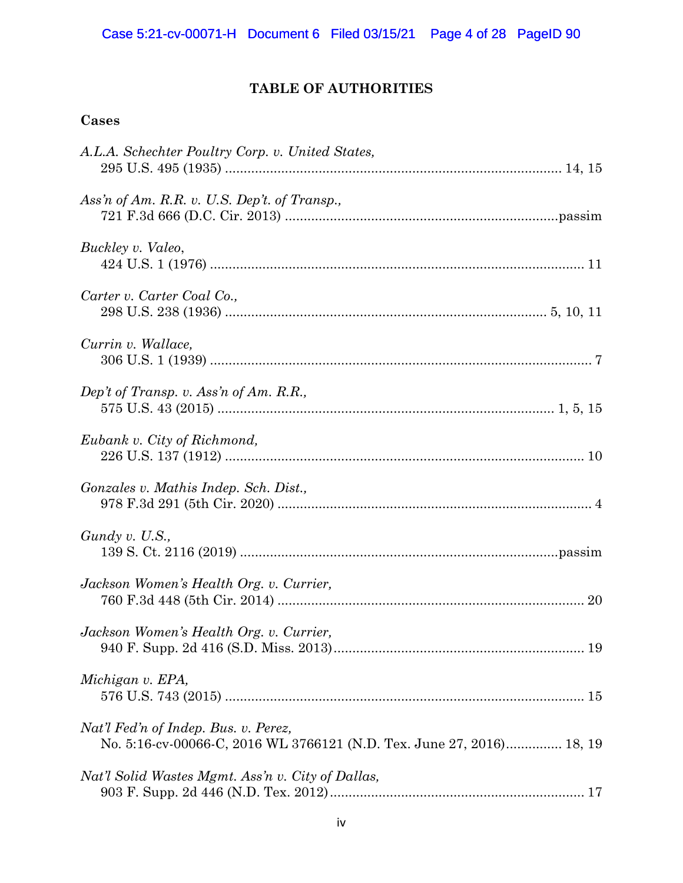## TABLE OF AUTHORITIES

### Cases

*A.L.A. Schechter Poultry Corp. v. United States*,
295 U.S. 495 (1935) ........................................................................................ 14, 15

*Ass'n of Am. R.R. v. U.S. Dep't. of Transp.*,
721 F.3d 666 (D.C. Cir. 2013) ........................................................................passim

*Buckley v. Valeo*,
424 U.S. 1 (1976) ................................................................................................ 11

*Carter v. Carter Coal Co.*,
298 U.S. 238 (1936) .................................................................................... 5, 10, 11

*Currin v. Wallace*,
306 U.S. 1 (1939) .................................................................................................. 7

*Dep't of Transp. v. Ass'n of Am. R.R.*,
575 U.S. 43 (2015) ........................................................................................ 1, 5, 15

*Eubank v. City of Richmond*,
226 U.S. 137 (1912) .............................................................................................. 10

*Gonzales v. Mathis Indep. Sch. Dist.*,
978 F.3d 291 (5th Cir. 2020) .................................................................................. 4

*Gundy v. U.S.*,
139 S. Ct. 2116 (2019) ..................................................................................passim

*Jackson Women's Health Org. v. Currier*,
760 F.3d 448 (5th Cir. 2014) ................................................................................ 20

*Jackson Women's Health Org. v. Currier*,
940 F. Supp. 2d 416 (S.D. Miss. 2013)................................................................. 19

*Michigan v. EPA*,
576 U.S. 743 (2015) .............................................................................................. 15

*Nat'l Fed'n of Indep. Bus. v. Perez*,
No. 5:16-cv-00066-C, 2016 WL 3766121 (N.D. Tex. June 27, 2016)............... 18, 19

*Nat'l Solid Wastes Mgmt. Ass'n v. City of Dallas*,
903 F. Supp. 2d 446 (N.D. Tex. 2012).................................................................. 17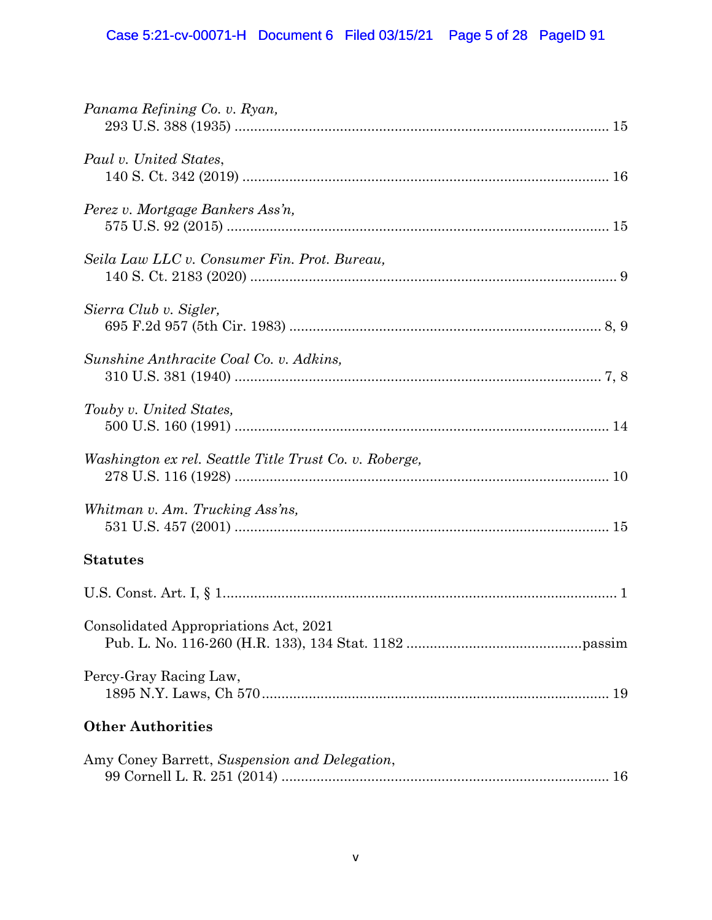*Panama Refining Co. v. Ryan*,
293 U.S. 388 (1935) .......... 15

*Paul v. United States*,
140 S. Ct. 342 (2019) .......... 16

*Perez v. Mortgage Bankers Ass'n*,
575 U.S. 92 (2015) .......... 15

*Seila Law LLC v. Consumer Fin. Prot. Bureau*,
140 S. Ct. 2183 (2020) .......... 9

*Sierra Club v. Sigler*,
695 F.2d 957 (5th Cir. 1983) .......... 8, 9

*Sunshine Anthracite Coal Co. v. Adkins*,
310 U.S. 381 (1940) .......... 7, 8

*Touby v. United States*,
500 U.S. 160 (1991) .......... 14

*Washington ex rel. Seattle Title Trust Co. v. Roberge*,
278 U.S. 116 (1928) .......... 10

*Whitman v. Am. Trucking Ass'ns*,
531 U.S. 457 (2001) .......... 15

**Statutes**

U.S. Const. Art. I, § 1.......... 1

Consolidated Appropriations Act, 2021
Pub. L. No. 116-260 (H.R. 133), 134 Stat. 1182 .......... passim

Percy-Gray Racing Law,
1895 N.Y. Laws, Ch 570.......... 19

**Other Authorities**

Amy Coney Barrett, *Suspension and Delegation*,
99 Cornell L. R. 251 (2014) .......... 16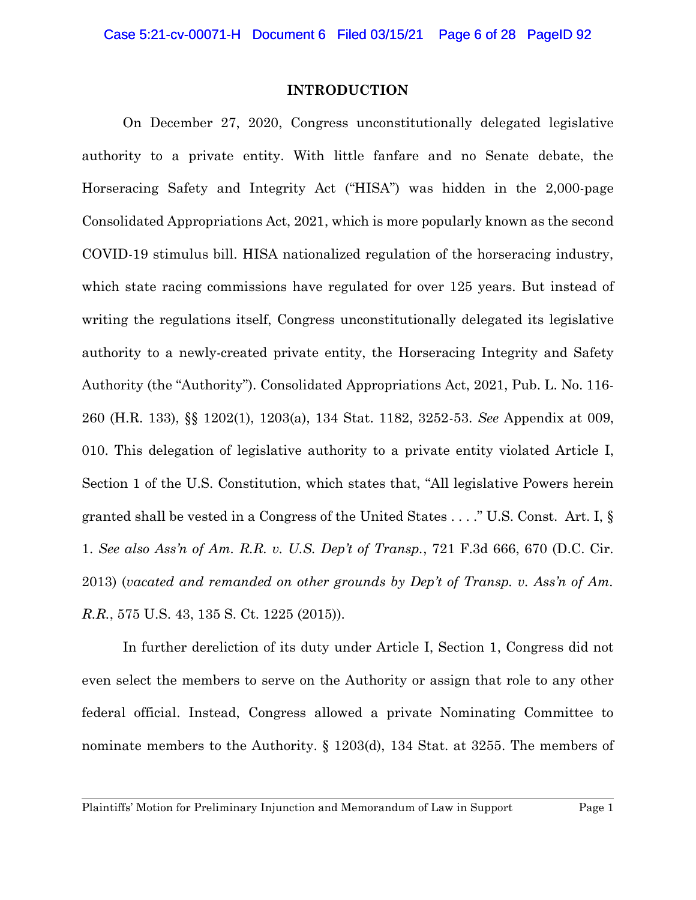## INTRODUCTION

On December 27, 2020, Congress unconstitutionally delegated legislative authority to a private entity. With little fanfare and no Senate debate, the Horseracing Safety and Integrity Act ("HISA") was hidden in the 2,000-page Consolidated Appropriations Act, 2021, which is more popularly known as the second COVID-19 stimulus bill. HISA nationalized regulation of the horseracing industry, which state racing commissions have regulated for over 125 years. But instead of writing the regulations itself, Congress unconstitutionally delegated its legislative authority to a newly-created private entity, the Horseracing Integrity and Safety Authority (the "Authority"). Consolidated Appropriations Act, 2021, Pub. L. No. 116-260 (H.R. 133), §§ 1202(1), 1203(a), 134 Stat. 1182, 3252-53. *See* Appendix at 009, 010. This delegation of legislative authority to a private entity violated Article I, Section 1 of the U.S. Constitution, which states that, "All legislative Powers herein granted shall be vested in a Congress of the United States . . . ." U.S. Const. Art. I, § 1. *See also Ass'n of Am. R.R. v. U.S. Dep't of Transp.*, 721 F.3d 666, 670 (D.C. Cir. 2013) (*vacated and remanded on other grounds by Dep't of Transp. v. Ass'n of Am. R.R.*, 575 U.S. 43, 135 S. Ct. 1225 (2015)).

In further dereliction of its duty under Article I, Section 1, Congress did not even select the members to serve on the Authority or assign that role to any other federal official. Instead, Congress allowed a private Nominating Committee to nominate members to the Authority. § 1203(d), 134 Stat. at 3255. The members of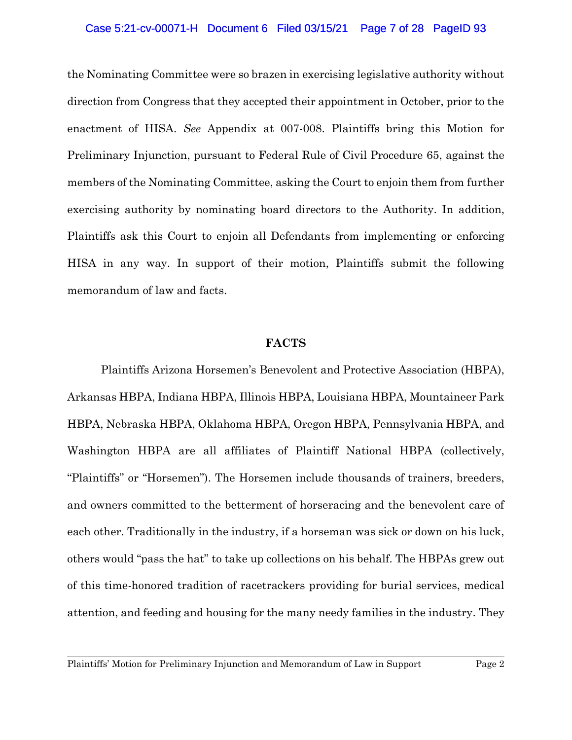the Nominating Committee were so brazen in exercising legislative authority without direction from Congress that they accepted their appointment in October, prior to the enactment of HISA. *See* Appendix at 007-008. Plaintiffs bring this Motion for Preliminary Injunction, pursuant to Federal Rule of Civil Procedure 65, against the members of the Nominating Committee, asking the Court to enjoin them from further exercising authority by nominating board directors to the Authority. In addition, Plaintiffs ask this Court to enjoin all Defendants from implementing or enforcing HISA in any way. In support of their motion, Plaintiffs submit the following memorandum of law and facts.

## FACTS

Plaintiffs Arizona Horsemen's Benevolent and Protective Association (HBPA), Arkansas HBPA, Indiana HBPA, Illinois HBPA, Louisiana HBPA, Mountaineer Park HBPA, Nebraska HBPA, Oklahoma HBPA, Oregon HBPA, Pennsylvania HBPA, and Washington HBPA are all affiliates of Plaintiff National HBPA (collectively, "Plaintiffs" or "Horsemen"). The Horsemen include thousands of trainers, breeders, and owners committed to the betterment of horseracing and the benevolent care of each other. Traditionally in the industry, if a horseman was sick or down on his luck, others would "pass the hat" to take up collections on his behalf. The HBPAs grew out of this time-honored tradition of racetrackers providing for burial services, medical attention, and feeding and housing for the many needy families in the industry. They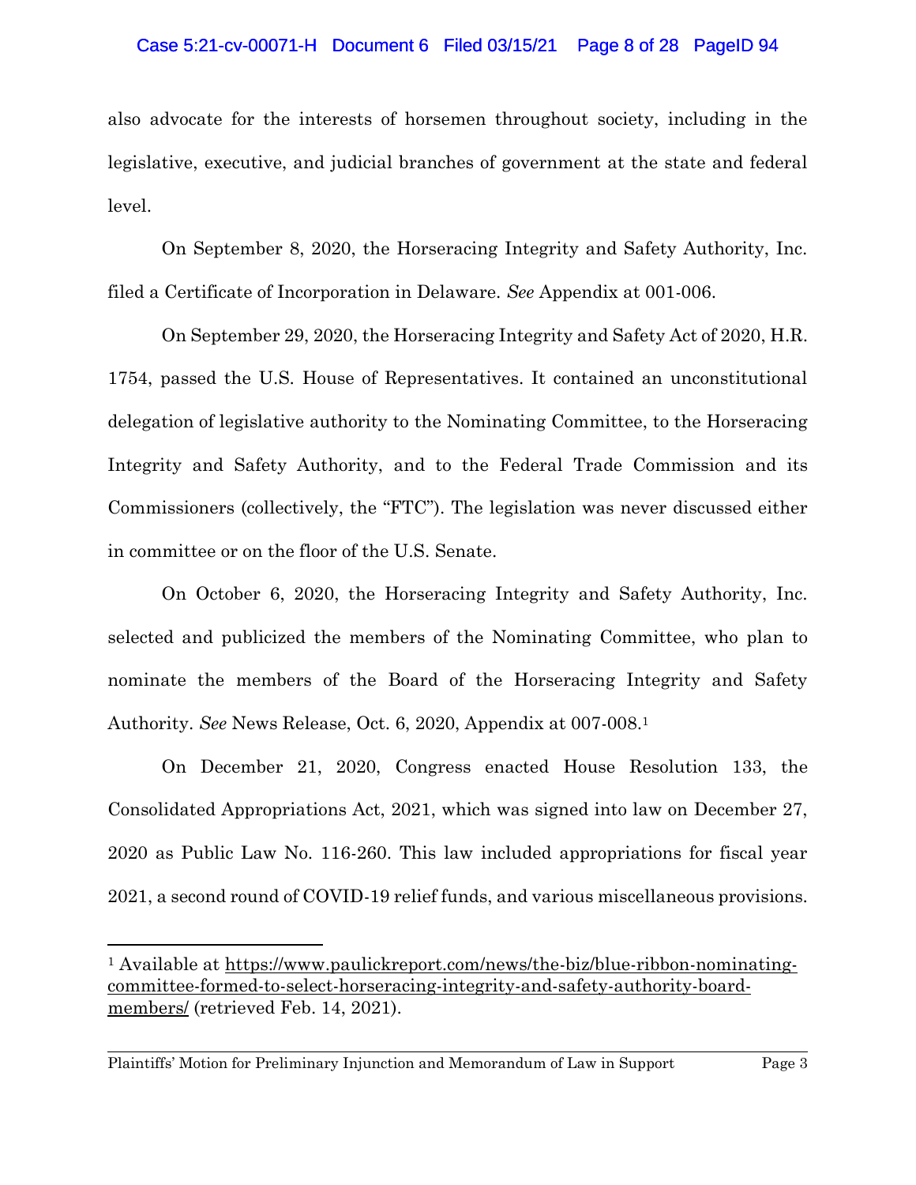also advocate for the interests of horsemen throughout society, including in the legislative, executive, and judicial branches of government at the state and federal level.

On September 8, 2020, the Horseracing Integrity and Safety Authority, Inc. filed a Certificate of Incorporation in Delaware. *See* Appendix at 001-006.

On September 29, 2020, the Horseracing Integrity and Safety Act of 2020, H.R. 1754, passed the U.S. House of Representatives. It contained an unconstitutional delegation of legislative authority to the Nominating Committee, to the Horseracing Integrity and Safety Authority, and to the Federal Trade Commission and its Commissioners (collectively, the "FTC"). The legislation was never discussed either in committee or on the floor of the U.S. Senate.

On October 6, 2020, the Horseracing Integrity and Safety Authority, Inc. selected and publicized the members of the Nominating Committee, who plan to nominate the members of the Board of the Horseracing Integrity and Safety Authority. *See* News Release, Oct. 6, 2020, Appendix at 007-008.[1]

On December 21, 2020, Congress enacted House Resolution 133, the Consolidated Appropriations Act, 2021, which was signed into law on December 27, 2020 as Public Law No. 116-260. This law included appropriations for fiscal year 2021, a second round of COVID-19 relief funds, and various miscellaneous provisions.

---

[1] Available at https://www.paulickreport.com/news/the-biz/blue-ribbon-nominating-committee-formed-to-select-horseracing-integrity-and-safety-authority-board-members/ (retrieved Feb. 14, 2021).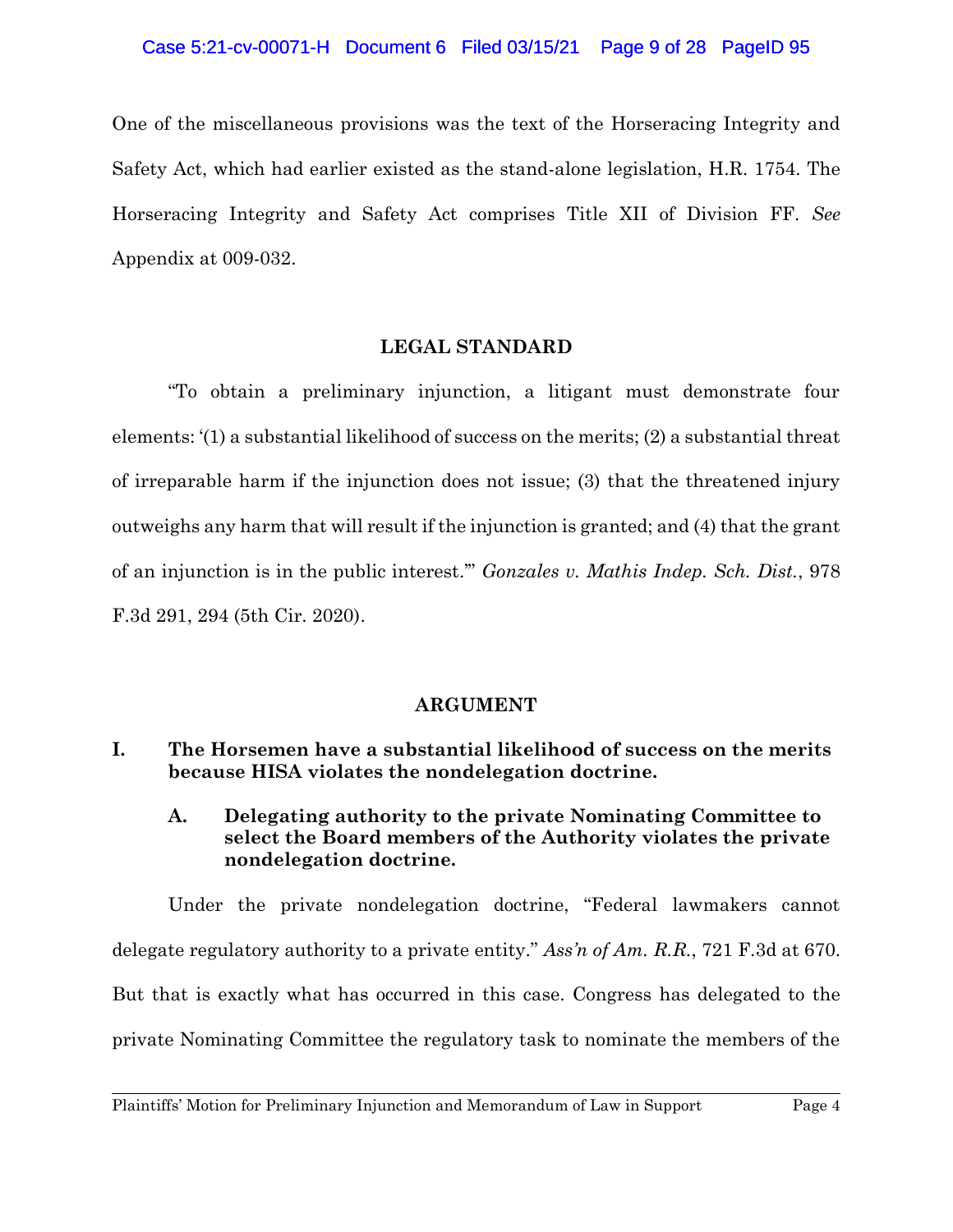One of the miscellaneous provisions was the text of the Horseracing Integrity and Safety Act, which had earlier existed as the stand-alone legislation, H.R. 1754. The Horseracing Integrity and Safety Act comprises Title XII of Division FF. *See* Appendix at 009-032.

## LEGAL STANDARD

"To obtain a preliminary injunction, a litigant must demonstrate four elements: '(1) a substantial likelihood of success on the merits; (2) a substantial threat of irreparable harm if the injunction does not issue; (3) that the threatened injury outweighs any harm that will result if the injunction is granted; and (4) that the grant of an injunction is in the public interest.'" *Gonzales v. Mathis Indep. Sch. Dist.*, 978 F.3d 291, 294 (5th Cir. 2020).

## ARGUMENT

### I. The Horsemen have a substantial likelihood of success on the merits because HISA violates the nondelegation doctrine.

#### A. Delegating authority to the private Nominating Committee to select the Board members of the Authority violates the private nondelegation doctrine.

Under the private nondelegation doctrine, "Federal lawmakers cannot delegate regulatory authority to a private entity." *Ass'n of Am. R.R.*, 721 F.3d at 670. But that is exactly what has occurred in this case. Congress has delegated to the private Nominating Committee the regulatory task to nominate the members of the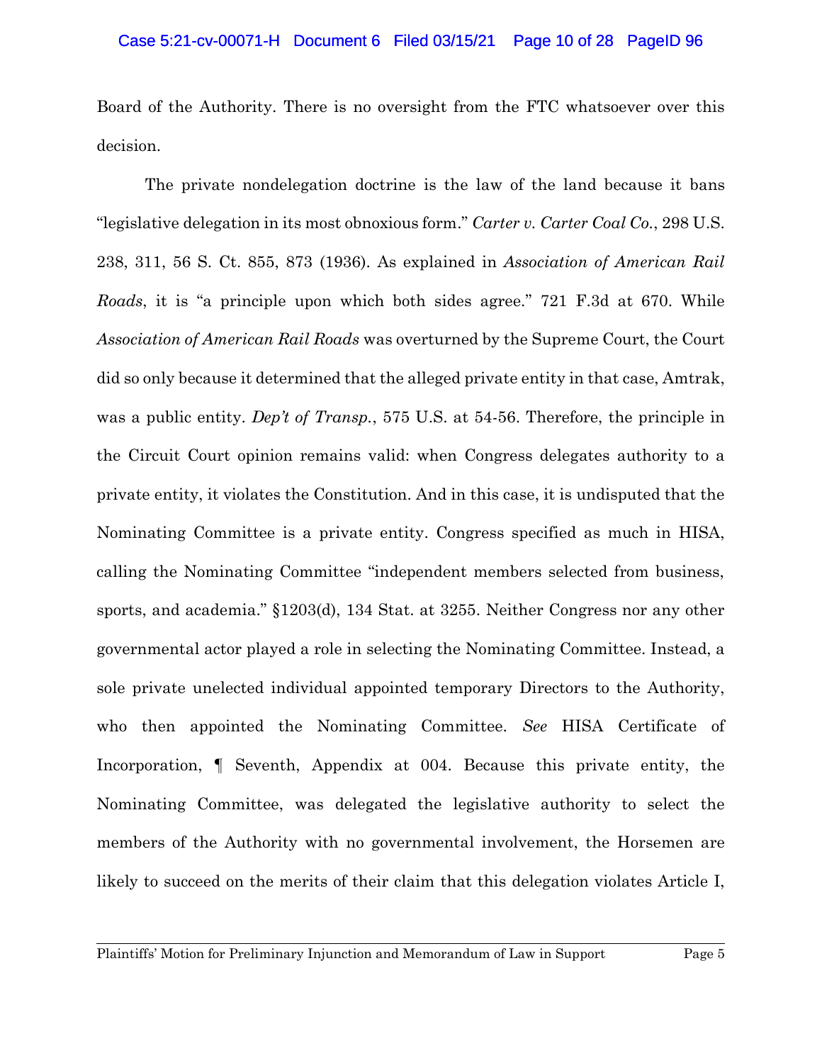Board of the Authority. There is no oversight from the FTC whatsoever over this decision.

The private nondelegation doctrine is the law of the land because it bans "legislative delegation in its most obnoxious form." *Carter v. Carter Coal Co.*, 298 U.S. 238, 311, 56 S. Ct. 855, 873 (1936). As explained in *Association of American Rail Roads*, it is "a principle upon which both sides agree." 721 F.3d at 670. While *Association of American Rail Roads* was overturned by the Supreme Court, the Court did so only because it determined that the alleged private entity in that case, Amtrak, was a public entity. *Dep't of Transp.*, 575 U.S. at 54-56. Therefore, the principle in the Circuit Court opinion remains valid: when Congress delegates authority to a private entity, it violates the Constitution. And in this case, it is undisputed that the Nominating Committee is a private entity. Congress specified as much in HISA, calling the Nominating Committee "independent members selected from business, sports, and academia." §1203(d), 134 Stat. at 3255. Neither Congress nor any other governmental actor played a role in selecting the Nominating Committee. Instead, a sole private unelected individual appointed temporary Directors to the Authority, who then appointed the Nominating Committee. *See* HISA Certificate of Incorporation, ¶ Seventh, Appendix at 004. Because this private entity, the Nominating Committee, was delegated the legislative authority to select the members of the Authority with no governmental involvement, the Horsemen are likely to succeed on the merits of their claim that this delegation violates Article I,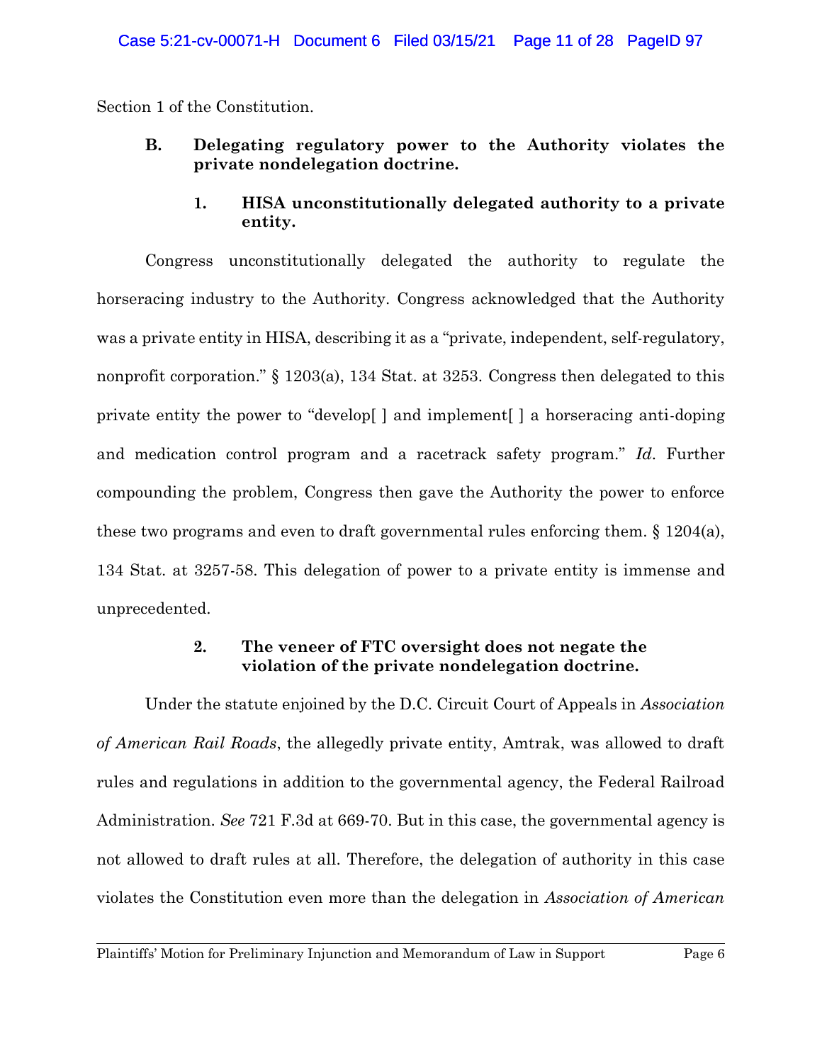Section 1 of the Constitution.

### B. Delegating regulatory power to the Authority violates the private nondelegation doctrine.

#### 1. HISA unconstitutionally delegated authority to a private entity.

Congress unconstitutionally delegated the authority to regulate the horseracing industry to the Authority. Congress acknowledged that the Authority was a private entity in HISA, describing it as a "private, independent, self-regulatory, nonprofit corporation." § 1203(a), 134 Stat. at 3253. Congress then delegated to this private entity the power to "develop[ ] and implement[ ] a horseracing anti-doping and medication control program and a racetrack safety program." *Id*. Further compounding the problem, Congress then gave the Authority the power to enforce these two programs and even to draft governmental rules enforcing them. § 1204(a), 134 Stat. at 3257-58. This delegation of power to a private entity is immense and unprecedented.

#### 2. The veneer of FTC oversight does not negate the violation of the private nondelegation doctrine.

Under the statute enjoined by the D.C. Circuit Court of Appeals in *Association of American Rail Roads*, the allegedly private entity, Amtrak, was allowed to draft rules and regulations in addition to the governmental agency, the Federal Railroad Administration. *See* 721 F.3d at 669-70. But in this case, the governmental agency is not allowed to draft rules at all. Therefore, the delegation of authority in this case violates the Constitution even more than the delegation in *Association of American*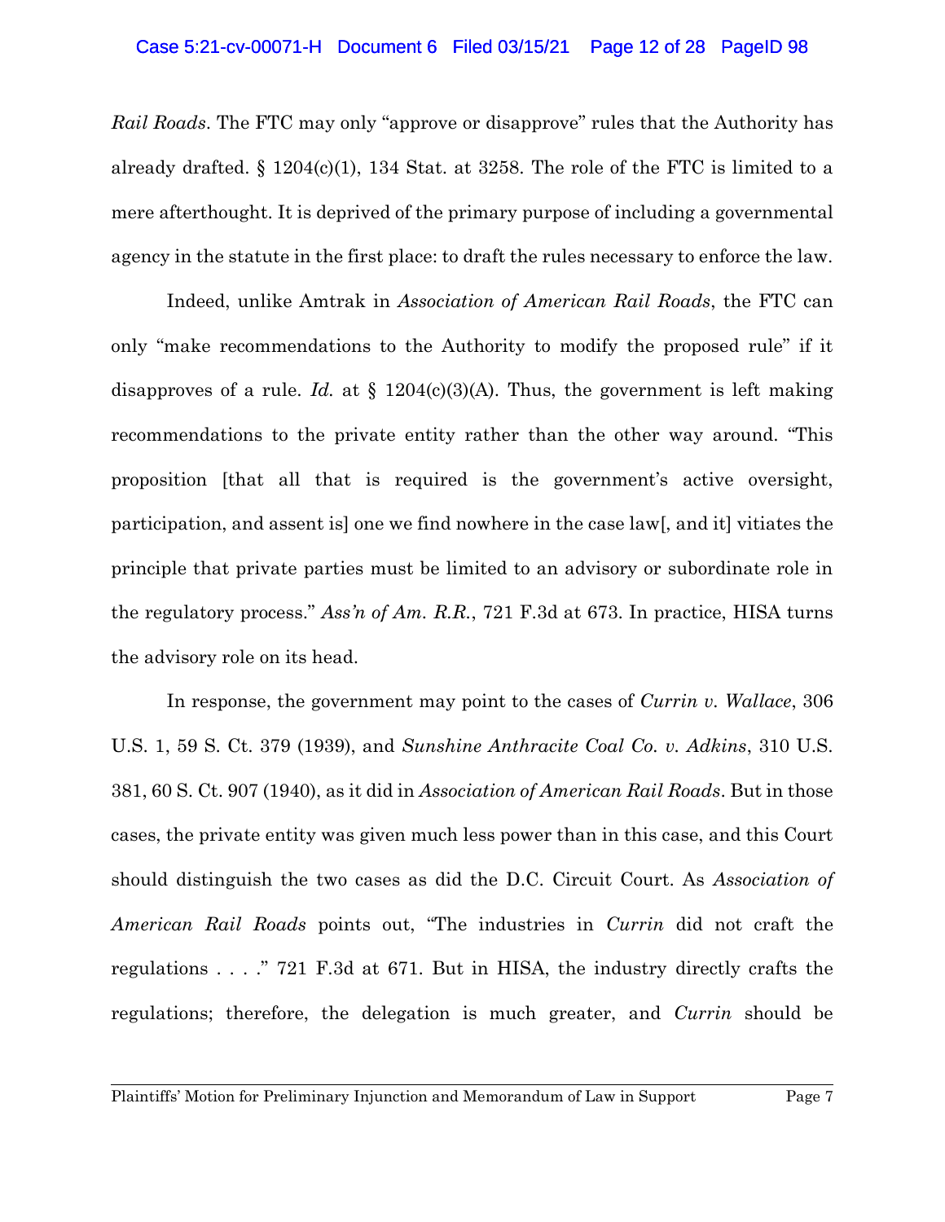*Rail Roads*. The FTC may only "approve or disapprove" rules that the Authority has already drafted. § 1204(c)(1), 134 Stat. at 3258. The role of the FTC is limited to a mere afterthought. It is deprived of the primary purpose of including a governmental agency in the statute in the first place: to draft the rules necessary to enforce the law.

Indeed, unlike Amtrak in *Association of American Rail Roads*, the FTC can only "make recommendations to the Authority to modify the proposed rule" if it disapproves of a rule. *Id.* at § 1204(c)(3)(A). Thus, the government is left making recommendations to the private entity rather than the other way around. "This proposition [that all that is required is the government's active oversight, participation, and assent is] one we find nowhere in the case law[, and it] vitiates the principle that private parties must be limited to an advisory or subordinate role in the regulatory process." *Ass'n of Am. R.R.*, 721 F.3d at 673. In practice, HISA turns the advisory role on its head.

In response, the government may point to the cases of *Currin v. Wallace*, 306 U.S. 1, 59 S. Ct. 379 (1939), and *Sunshine Anthracite Coal Co. v. Adkins*, 310 U.S. 381, 60 S. Ct. 907 (1940), as it did in *Association of American Rail Roads*. But in those cases, the private entity was given much less power than in this case, and this Court should distinguish the two cases as did the D.C. Circuit Court. As *Association of American Rail Roads* points out, "The industries in *Currin* did not craft the regulations . . . ." 721 F.3d at 671. But in HISA, the industry directly crafts the regulations; therefore, the delegation is much greater, and *Currin* should be

Plaintiffs' Motion for Preliminary Injunction and Memorandum of Law in Support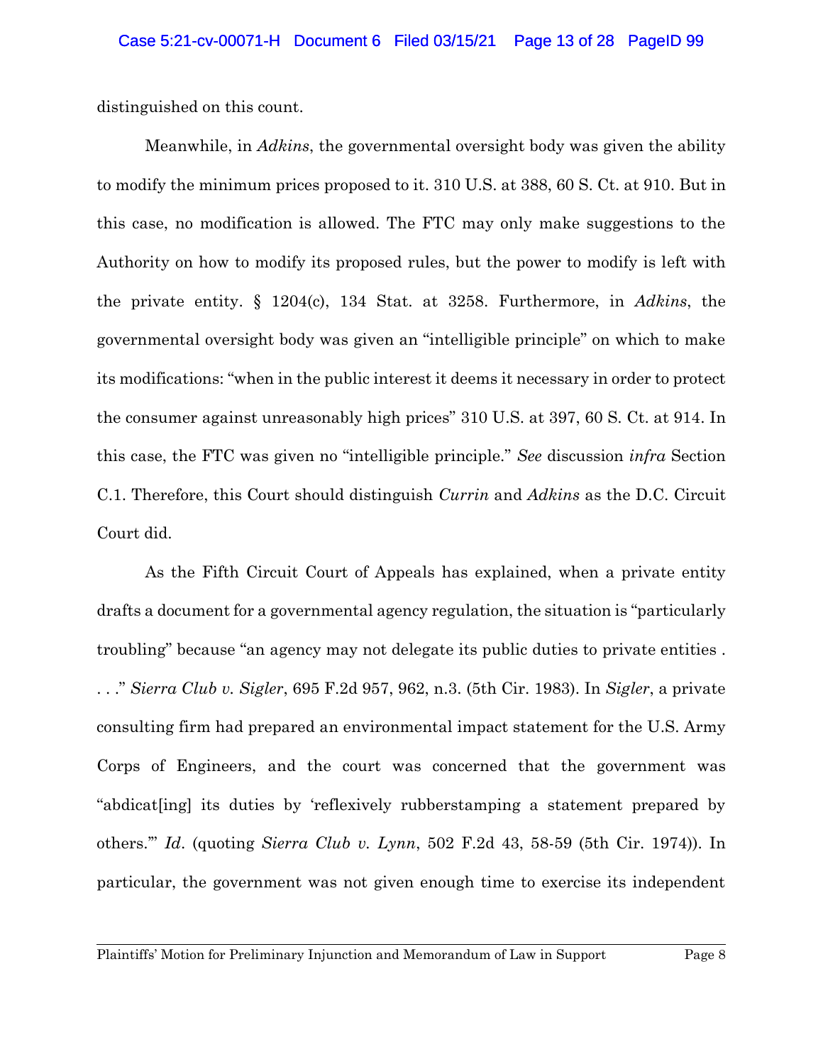distinguished on this count.

Meanwhile, in *Adkins*, the governmental oversight body was given the ability to modify the minimum prices proposed to it. 310 U.S. at 388, 60 S. Ct. at 910. But in this case, no modification is allowed. The FTC may only make suggestions to the Authority on how to modify its proposed rules, but the power to modify is left with the private entity. § 1204(c), 134 Stat. at 3258. Furthermore, in *Adkins*, the governmental oversight body was given an "intelligible principle" on which to make its modifications: "when in the public interest it deems it necessary in order to protect the consumer against unreasonably high prices" 310 U.S. at 397, 60 S. Ct. at 914. In this case, the FTC was given no "intelligible principle." *See* discussion *infra* Section C.1. Therefore, this Court should distinguish *Currin* and *Adkins* as the D.C. Circuit Court did.

As the Fifth Circuit Court of Appeals has explained, when a private entity drafts a document for a governmental agency regulation, the situation is "particularly troubling" because "an agency may not delegate its public duties to private entities . . . ." *Sierra Club v. Sigler*, 695 F.2d 957, 962, n.3. (5th Cir. 1983). In *Sigler*, a private consulting firm had prepared an environmental impact statement for the U.S. Army Corps of Engineers, and the court was concerned that the government was "abdicat[ing] its duties by 'reflexively rubberstamping a statement prepared by others.'" *Id*. (quoting *Sierra Club v. Lynn*, 502 F.2d 43, 58-59 (5th Cir. 1974)). In particular, the government was not given enough time to exercise its independent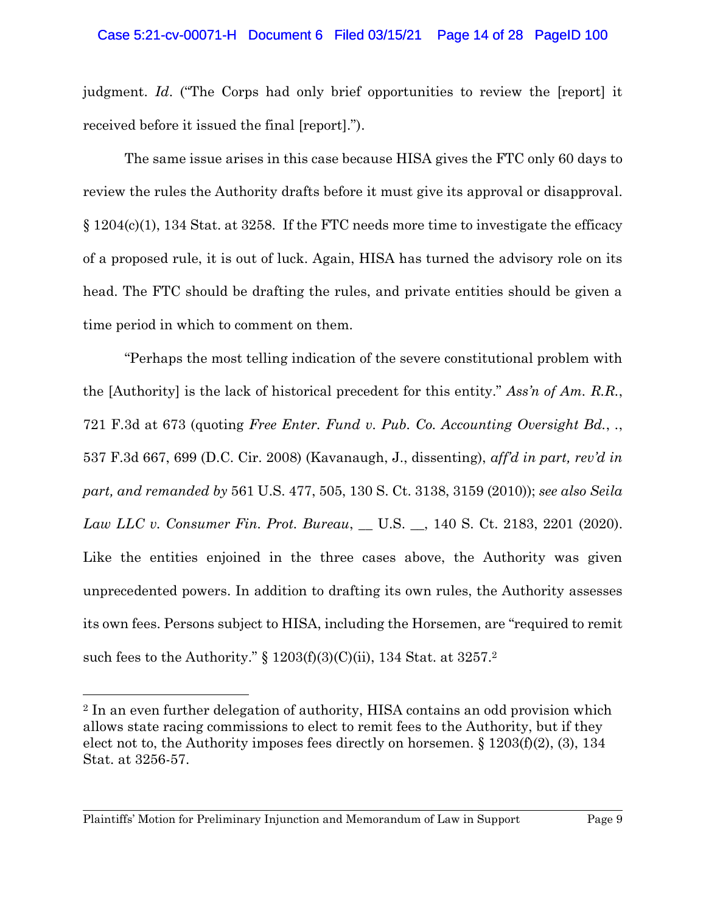judgment. *Id*. ("The Corps had only brief opportunities to review the [report] it received before it issued the final [report].").

The same issue arises in this case because HISA gives the FTC only 60 days to review the rules the Authority drafts before it must give its approval or disapproval. § 1204(c)(1), 134 Stat. at 3258. If the FTC needs more time to investigate the efficacy of a proposed rule, it is out of luck. Again, HISA has turned the advisory role on its head. The FTC should be drafting the rules, and private entities should be given a time period in which to comment on them.

"Perhaps the most telling indication of the severe constitutional problem with the [Authority] is the lack of historical precedent for this entity." *Ass'n of Am. R.R.*, 721 F.3d at 673 (quoting *Free Enter. Fund v. Pub. Co. Accounting Oversight Bd.*, ., 537 F.3d 667, 699 (D.C. Cir. 2008) (Kavanaugh, J., dissenting), *aff'd in part, rev'd in part, and remanded by* 561 U.S. 477, 505, 130 S. Ct. 3138, 3159 (2010)); *see also Seila Law LLC v. Consumer Fin. Prot. Bureau*, __ U.S. __, 140 S. Ct. 2183, 2201 (2020). Like the entities enjoined in the three cases above, the Authority was given unprecedented powers. In addition to drafting its own rules, the Authority assesses its own fees. Persons subject to HISA, including the Horsemen, are "required to remit such fees to the Authority." § 1203(f)(3)(C)(ii), 134 Stat. at 3257.[2]

[2] In an even further delegation of authority, HISA contains an odd provision which allows state racing commissions to elect to remit fees to the Authority, but if they elect not to, the Authority imposes fees directly on horsemen. § 1203(f)(2), (3), 134 Stat. at 3256-57.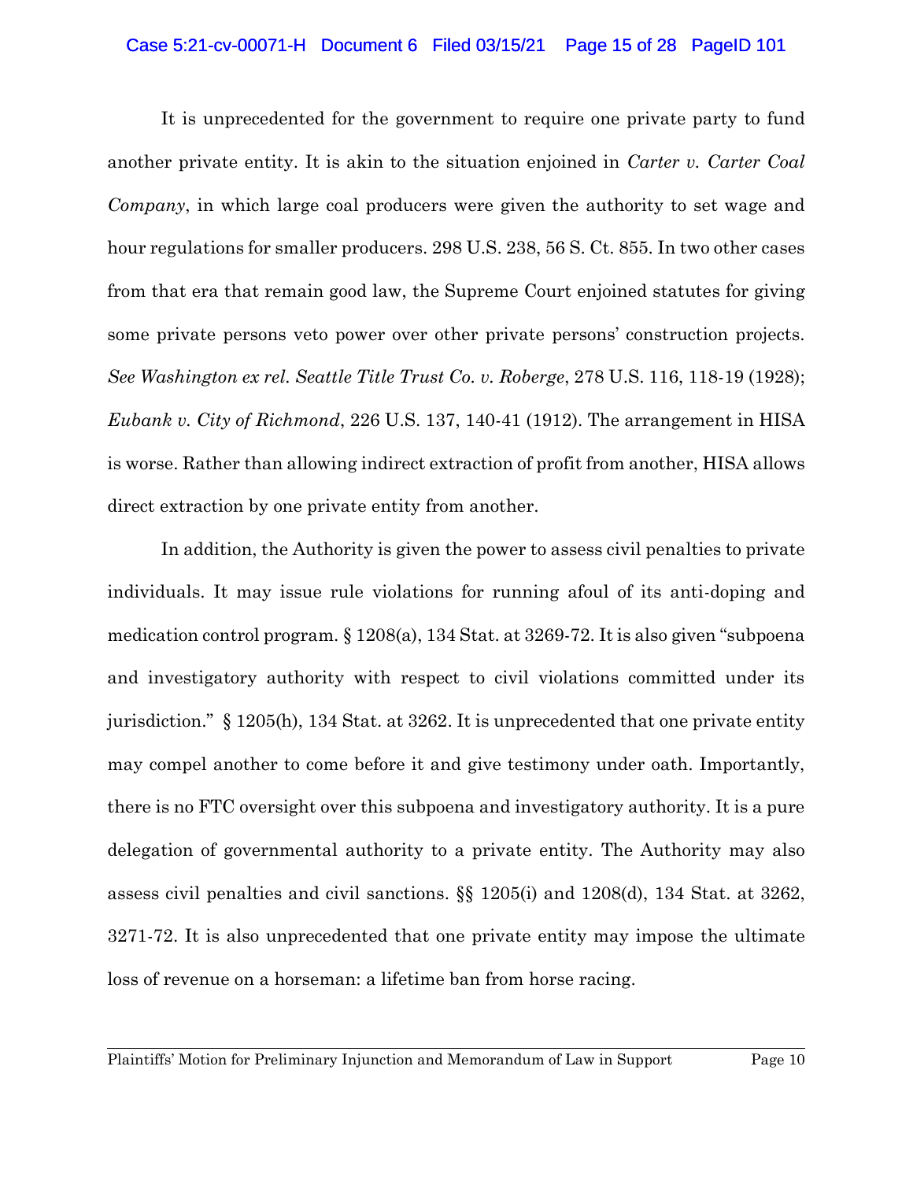It is unprecedented for the government to require one private party to fund another private entity. It is akin to the situation enjoined in *Carter v. Carter Coal Company*, in which large coal producers were given the authority to set wage and hour regulations for smaller producers. 298 U.S. 238, 56 S. Ct. 855. In two other cases from that era that remain good law, the Supreme Court enjoined statutes for giving some private persons veto power over other private persons' construction projects. *See Washington ex rel. Seattle Title Trust Co. v. Roberge*, 278 U.S. 116, 118-19 (1928); *Eubank v. City of Richmond*, 226 U.S. 137, 140-41 (1912). The arrangement in HISA is worse. Rather than allowing indirect extraction of profit from another, HISA allows direct extraction by one private entity from another.

In addition, the Authority is given the power to assess civil penalties to private individuals. It may issue rule violations for running afoul of its anti-doping and medication control program. § 1208(a), 134 Stat. at 3269-72. It is also given "subpoena and investigatory authority with respect to civil violations committed under its jurisdiction." § 1205(h), 134 Stat. at 3262. It is unprecedented that one private entity may compel another to come before it and give testimony under oath. Importantly, there is no FTC oversight over this subpoena and investigatory authority. It is a pure delegation of governmental authority to a private entity. The Authority may also assess civil penalties and civil sanctions. §§ 1205(i) and 1208(d), 134 Stat. at 3262, 3271-72. It is also unprecedented that one private entity may impose the ultimate loss of revenue on a horseman: a lifetime ban from horse racing.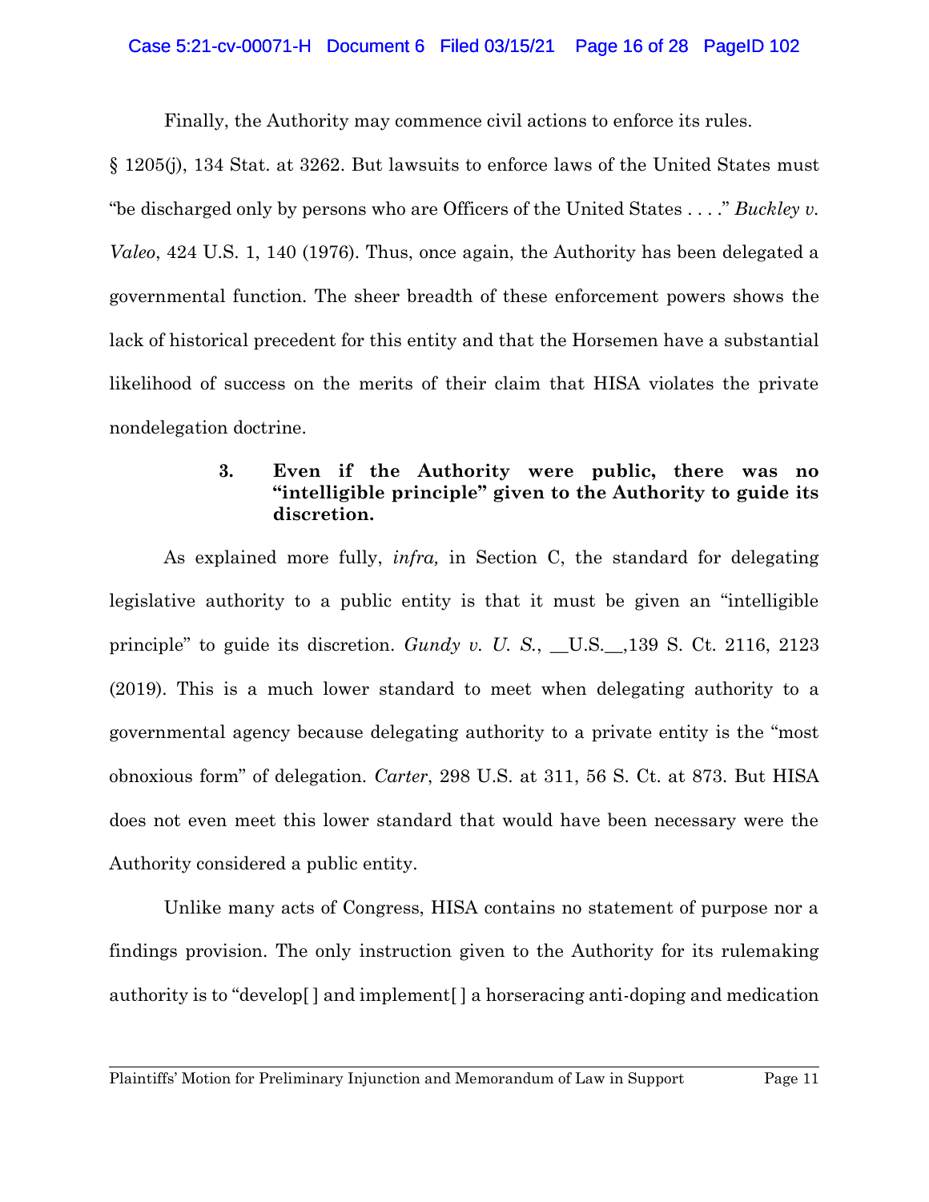Finally, the Authority may commence civil actions to enforce its rules. § 1205(j), 134 Stat. at 3262. But lawsuits to enforce laws of the United States must "be discharged only by persons who are Officers of the United States . . . ." *Buckley v. Valeo*, 424 U.S. 1, 140 (1976). Thus, once again, the Authority has been delegated a governmental function. The sheer breadth of these enforcement powers shows the lack of historical precedent for this entity and that the Horsemen have a substantial likelihood of success on the merits of their claim that HISA violates the private nondelegation doctrine.

#### 3. Even if the Authority were public, there was no "intelligible principle" given to the Authority to guide its discretion.

As explained more fully, *infra,* in Section C, the standard for delegating legislative authority to a public entity is that it must be given an "intelligible principle" to guide its discretion. *Gundy v. U. S.*, __U.S.__,139 S. Ct. 2116, 2123 (2019). This is a much lower standard to meet when delegating authority to a governmental agency because delegating authority to a private entity is the "most obnoxious form" of delegation. *Carter*, 298 U.S. at 311, 56 S. Ct. at 873. But HISA does not even meet this lower standard that would have been necessary were the Authority considered a public entity.

Unlike many acts of Congress, HISA contains no statement of purpose nor a findings provision. The only instruction given to the Authority for its rulemaking authority is to "develop[ ] and implement[ ] a horseracing anti-doping and medication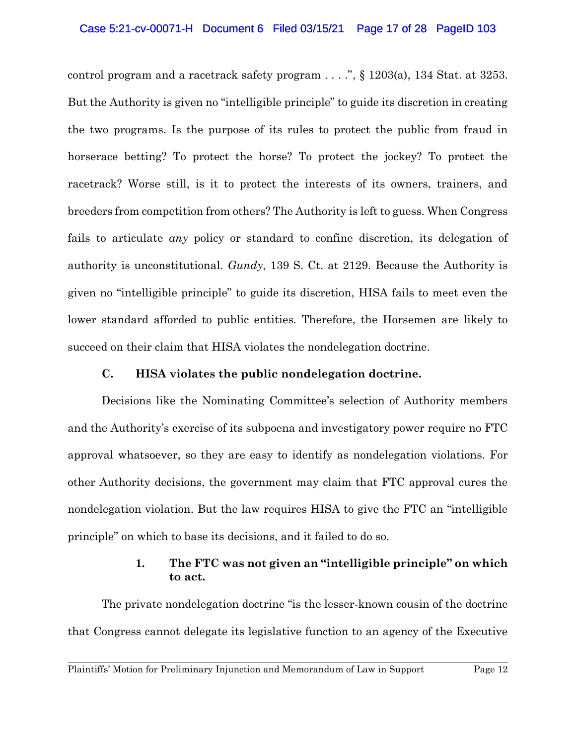control program and a racetrack safety program . . . .", § 1203(a), 134 Stat. at 3253. But the Authority is given no "intelligible principle" to guide its discretion in creating the two programs. Is the purpose of its rules to protect the public from fraud in horserace betting? To protect the horse? To protect the jockey? To protect the racetrack? Worse still, is it to protect the interests of its owners, trainers, and breeders from competition from others? The Authority is left to guess. When Congress fails to articulate *any* policy or standard to confine discretion, its delegation of authority is unconstitutional. *Gundy*, 139 S. Ct. at 2129. Because the Authority is given no "intelligible principle" to guide its discretion, HISA fails to meet even the lower standard afforded to public entities. Therefore, the Horsemen are likely to succeed on their claim that HISA violates the nondelegation doctrine.

### C. HISA violates the public nondelegation doctrine.

Decisions like the Nominating Committee's selection of Authority members and the Authority's exercise of its subpoena and investigatory power require no FTC approval whatsoever, so they are easy to identify as nondelegation violations. For other Authority decisions, the government may claim that FTC approval cures the nondelegation violation. But the law requires HISA to give the FTC an "intelligible principle" on which to base its decisions, and it failed to do so.

#### 1. The FTC was not given an "intelligible principle" on which to act.

The private nondelegation doctrine "is the lesser-known cousin of the doctrine that Congress cannot delegate its legislative function to an agency of the Executive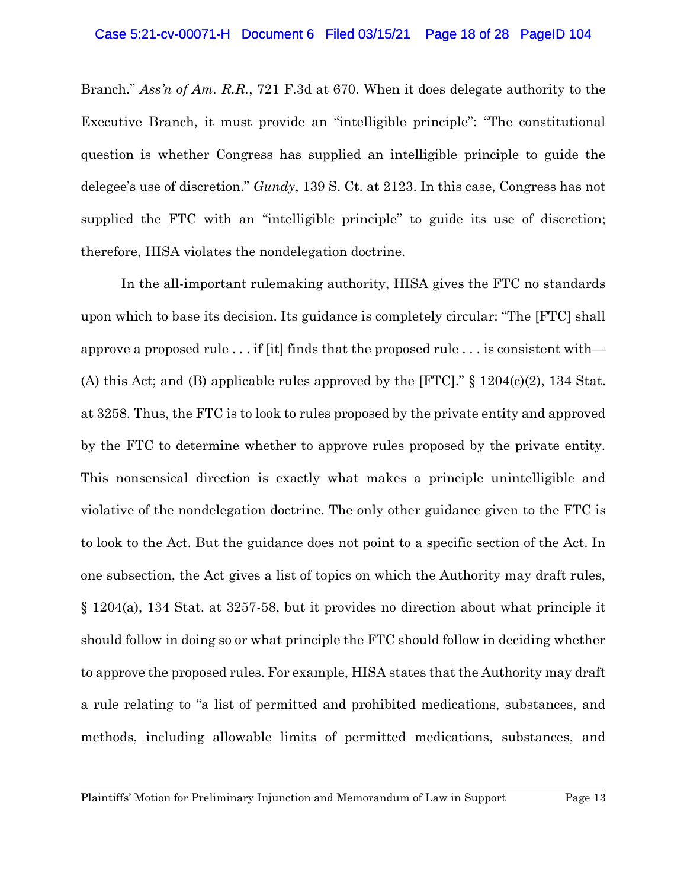Branch." *Ass'n of Am. R.R.*, 721 F.3d at 670. When it does delegate authority to the Executive Branch, it must provide an "intelligible principle": "The constitutional question is whether Congress has supplied an intelligible principle to guide the delegee's use of discretion." *Gundy*, 139 S. Ct. at 2123. In this case, Congress has not supplied the FTC with an "intelligible principle" to guide its use of discretion; therefore, HISA violates the nondelegation doctrine.

In the all-important rulemaking authority, HISA gives the FTC no standards upon which to base its decision. Its guidance is completely circular: "The [FTC] shall approve a proposed rule . . . if [it] finds that the proposed rule . . . is consistent with—(A) this Act; and (B) applicable rules approved by the [FTC]." § 1204(c)(2), 134 Stat. at 3258. Thus, the FTC is to look to rules proposed by the private entity and approved by the FTC to determine whether to approve rules proposed by the private entity. This nonsensical direction is exactly what makes a principle unintelligible and violative of the nondelegation doctrine. The only other guidance given to the FTC is to look to the Act. But the guidance does not point to a specific section of the Act. In one subsection, the Act gives a list of topics on which the Authority may draft rules, § 1204(a), 134 Stat. at 3257-58, but it provides no direction about what principle it should follow in doing so or what principle the FTC should follow in deciding whether to approve the proposed rules. For example, HISA states that the Authority may draft a rule relating to "a list of permitted and prohibited medications, substances, and methods, including allowable limits of permitted medications, substances, and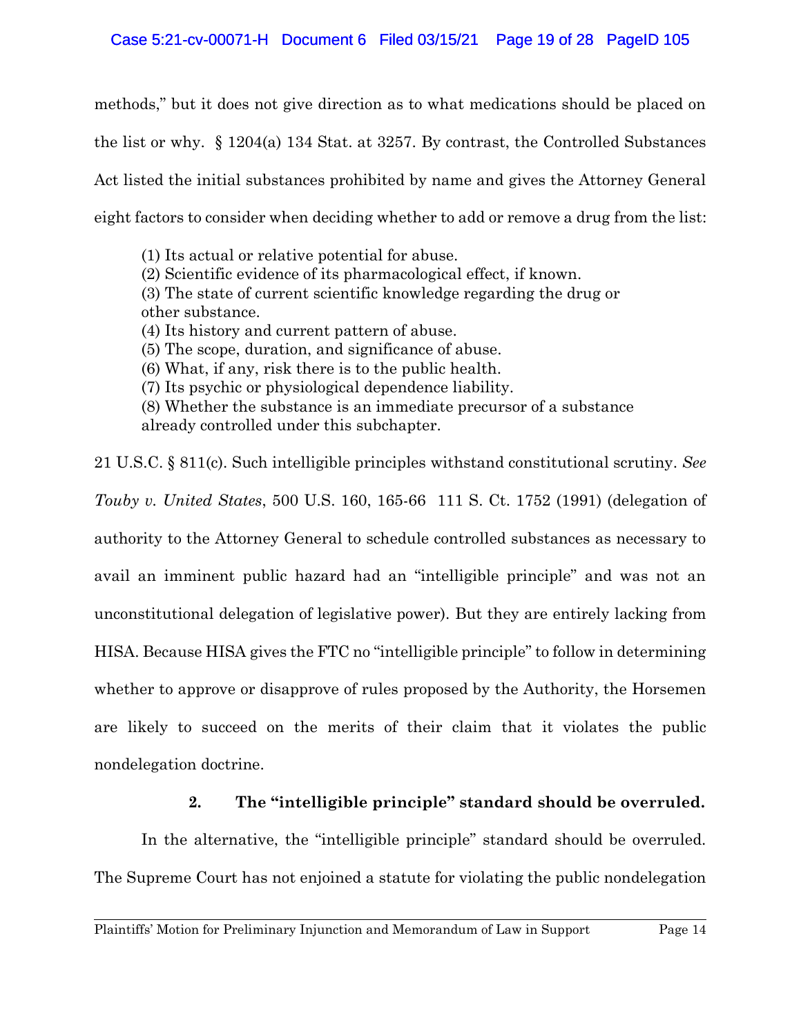methods," but it does not give direction as to what medications should be placed on the list or why. § 1204(a) 134 Stat. at 3257. By contrast, the Controlled Substances Act listed the initial substances prohibited by name and gives the Attorney General eight factors to consider when deciding whether to add or remove a drug from the list:

> (1) Its actual or relative potential for abuse.
> (2) Scientific evidence of its pharmacological effect, if known.
> (3) The state of current scientific knowledge regarding the drug or other substance.
> (4) Its history and current pattern of abuse.
> (5) The scope, duration, and significance of abuse.
> (6) What, if any, risk there is to the public health.
> (7) Its psychic or physiological dependence liability.
> (8) Whether the substance is an immediate precursor of a substance already controlled under this subchapter.

21 U.S.C. § 811(c). Such intelligible principles withstand constitutional scrutiny. *See Touby v. United States*, 500 U.S. 160, 165-66 111 S. Ct. 1752 (1991) (delegation of authority to the Attorney General to schedule controlled substances as necessary to avail an imminent public hazard had an "intelligible principle" and was not an unconstitutional delegation of legislative power). But they are entirely lacking from HISA. Because HISA gives the FTC no "intelligible principle" to follow in determining whether to approve or disapprove of rules proposed by the Authority, the Horsemen are likely to succeed on the merits of their claim that it violates the public nondelegation doctrine.

**2. The "intelligible principle" standard should be overruled.**

In the alternative, the "intelligible principle" standard should be overruled. The Supreme Court has not enjoined a statute for violating the public nondelegation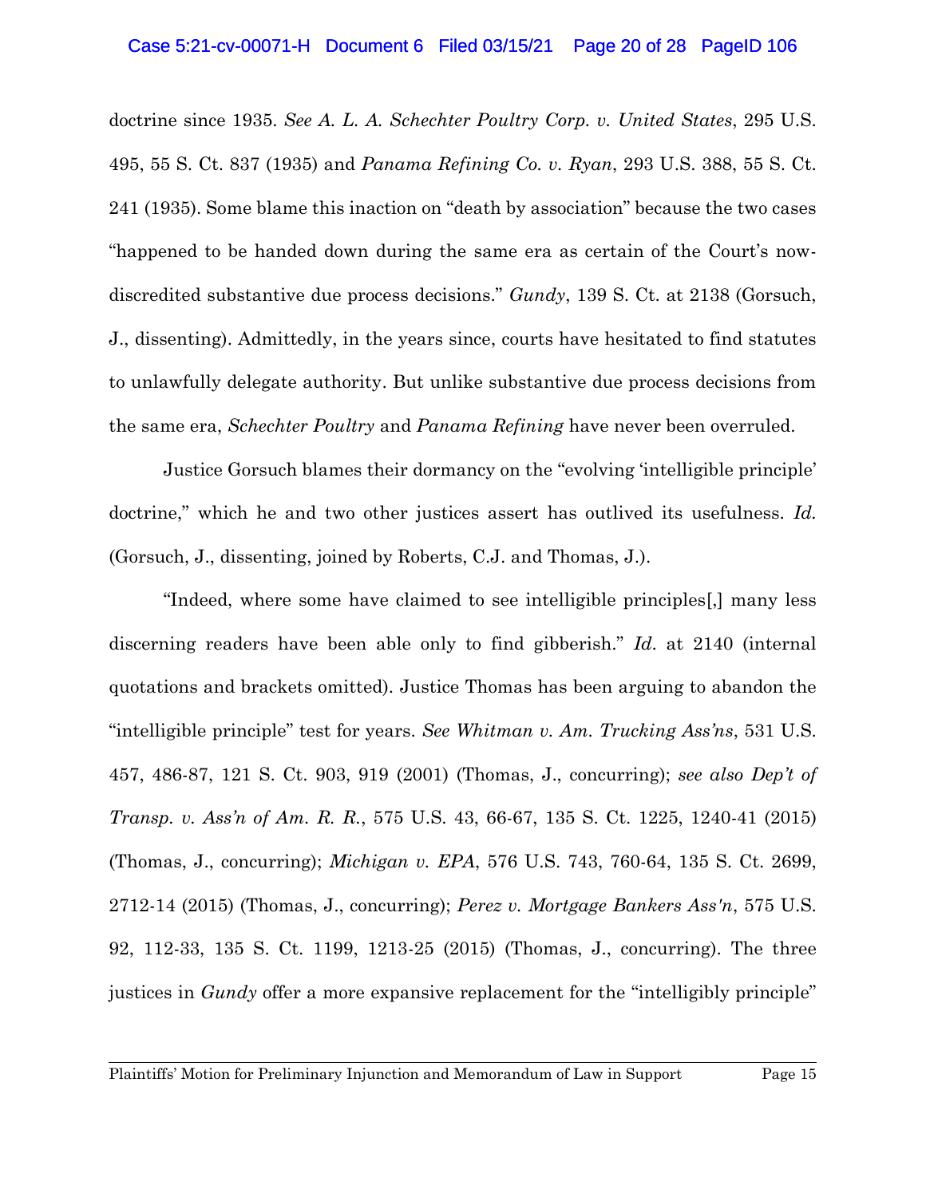doctrine since 1935. *See A. L. A. Schechter Poultry Corp. v. United States*, 295 U.S. 495, 55 S. Ct. 837 (1935) and *Panama Refining Co. v. Ryan*, 293 U.S. 388, 55 S. Ct. 241 (1935). Some blame this inaction on "death by association" because the two cases "happened to be handed down during the same era as certain of the Court's now-discredited substantive due process decisions." *Gundy*, 139 S. Ct. at 2138 (Gorsuch, J., dissenting). Admittedly, in the years since, courts have hesitated to find statutes to unlawfully delegate authority. But unlike substantive due process decisions from the same era, *Schechter Poultry* and *Panama Refining* have never been overruled.

Justice Gorsuch blames their dormancy on the "evolving 'intelligible principle' doctrine," which he and two other justices assert has outlived its usefulness. *Id.* (Gorsuch, J., dissenting, joined by Roberts, C.J. and Thomas, J.).

"Indeed, where some have claimed to see intelligible principles[,] many less discerning readers have been able only to find gibberish." *Id.* at 2140 (internal quotations and brackets omitted). Justice Thomas has been arguing to abandon the "intelligible principle" test for years. *See Whitman v. Am. Trucking Ass'ns*, 531 U.S. 457, 486-87, 121 S. Ct. 903, 919 (2001) (Thomas, J., concurring); *see also Dep't of Transp. v. Ass'n of Am. R. R.*, 575 U.S. 43, 66-67, 135 S. Ct. 1225, 1240-41 (2015) (Thomas, J., concurring); *Michigan v. EPA*, 576 U.S. 743, 760-64, 135 S. Ct. 2699, 2712-14 (2015) (Thomas, J., concurring); *Perez v. Mortgage Bankers Ass'n*, 575 U.S. 92, 112-33, 135 S. Ct. 1199, 1213-25 (2015) (Thomas, J., concurring). The three justices in *Gundy* offer a more expansive replacement for the "intelligibly principle"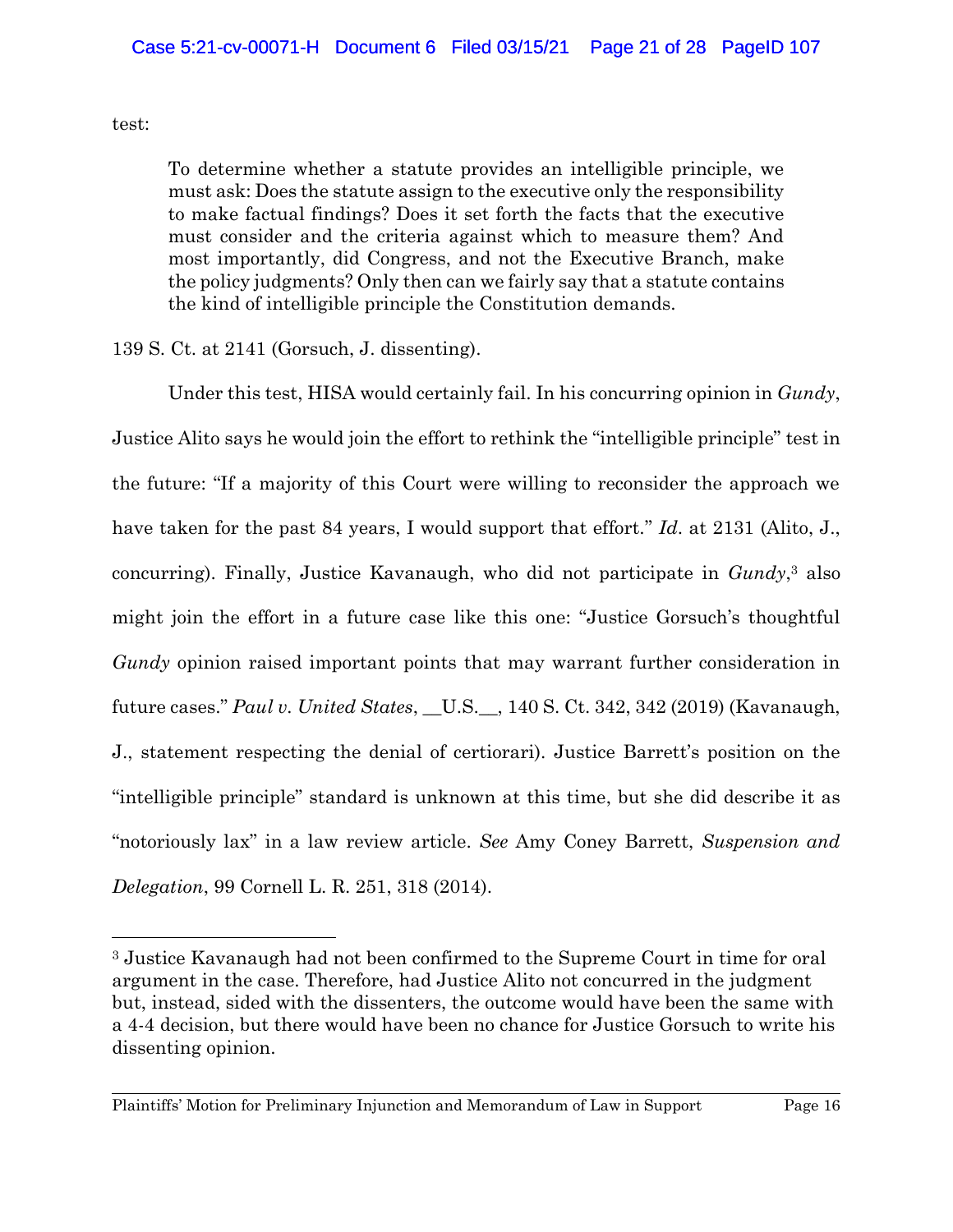test:

> To determine whether a statute provides an intelligible principle, we must ask: Does the statute assign to the executive only the responsibility to make factual findings? Does it set forth the facts that the executive must consider and the criteria against which to measure them? And most importantly, did Congress, and not the Executive Branch, make the policy judgments? Only then can we fairly say that a statute contains the kind of intelligible principle the Constitution demands.

139 S. Ct. at 2141 (Gorsuch, J. dissenting).

Under this test, HISA would certainly fail. In his concurring opinion in *Gundy*, Justice Alito says he would join the effort to rethink the "intelligible principle" test in the future: "If a majority of this Court were willing to reconsider the approach we have taken for the past 84 years, I would support that effort." *Id*. at 2131 (Alito, J., concurring). Finally, Justice Kavanaugh, who did not participate in *Gundy*,[3] also might join the effort in a future case like this one: "Justice Gorsuch's thoughtful *Gundy* opinion raised important points that may warrant further consideration in future cases." *Paul v. United States*, __U.S.__, 140 S. Ct. 342, 342 (2019) (Kavanaugh, J., statement respecting the denial of certiorari). Justice Barrett's position on the "intelligible principle" standard is unknown at this time, but she did describe it as "notoriously lax" in a law review article. *See* Amy Coney Barrett, *Suspension and Delegation*, 99 Cornell L. R. 251, 318 (2014).

---

[3] Justice Kavanaugh had not been confirmed to the Supreme Court in time for oral argument in the case. Therefore, had Justice Alito not concurred in the judgment but, instead, sided with the dissenters, the outcome would have been the same with a 4-4 decision, but there would have been no chance for Justice Gorsuch to write his dissenting opinion.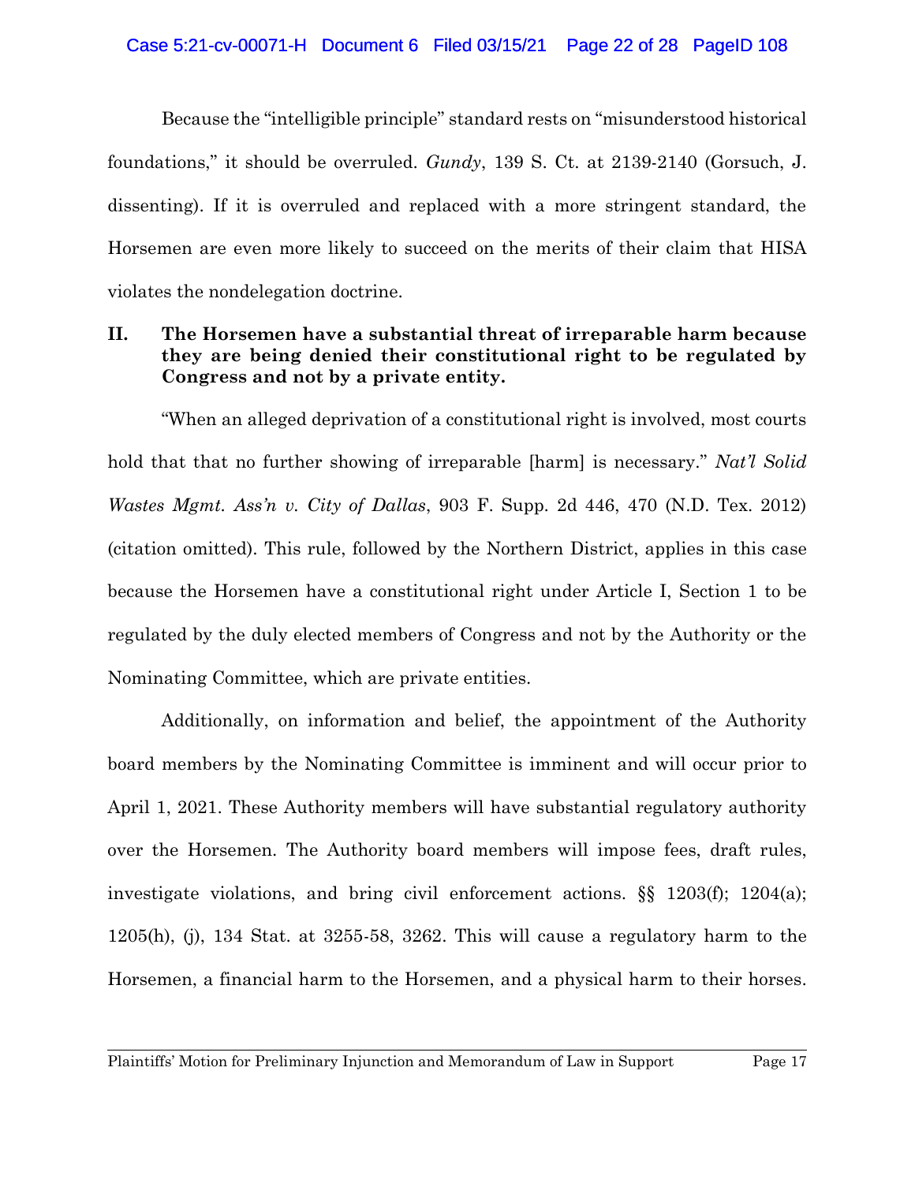Because the "intelligible principle" standard rests on "misunderstood historical foundations," it should be overruled. *Gundy*, 139 S. Ct. at 2139-2140 (Gorsuch, J. dissenting). If it is overruled and replaced with a more stringent standard, the Horsemen are even more likely to succeed on the merits of their claim that HISA violates the nondelegation doctrine.

## II. The Horsemen have a substantial threat of irreparable harm because they are being denied their constitutional right to be regulated by Congress and not by a private entity.

"When an alleged deprivation of a constitutional right is involved, most courts hold that that no further showing of irreparable [harm] is necessary." *Nat'l Solid Wastes Mgmt. Ass'n v. City of Dallas*, 903 F. Supp. 2d 446, 470 (N.D. Tex. 2012) (citation omitted). This rule, followed by the Northern District, applies in this case because the Horsemen have a constitutional right under Article I, Section 1 to be regulated by the duly elected members of Congress and not by the Authority or the Nominating Committee, which are private entities.

Additionally, on information and belief, the appointment of the Authority board members by the Nominating Committee is imminent and will occur prior to April 1, 2021. These Authority members will have substantial regulatory authority over the Horsemen. The Authority board members will impose fees, draft rules, investigate violations, and bring civil enforcement actions. §§ 1203(f); 1204(a); 1205(h), (j), 134 Stat. at 3255-58, 3262. This will cause a regulatory harm to the Horsemen, a financial harm to the Horsemen, and a physical harm to their horses.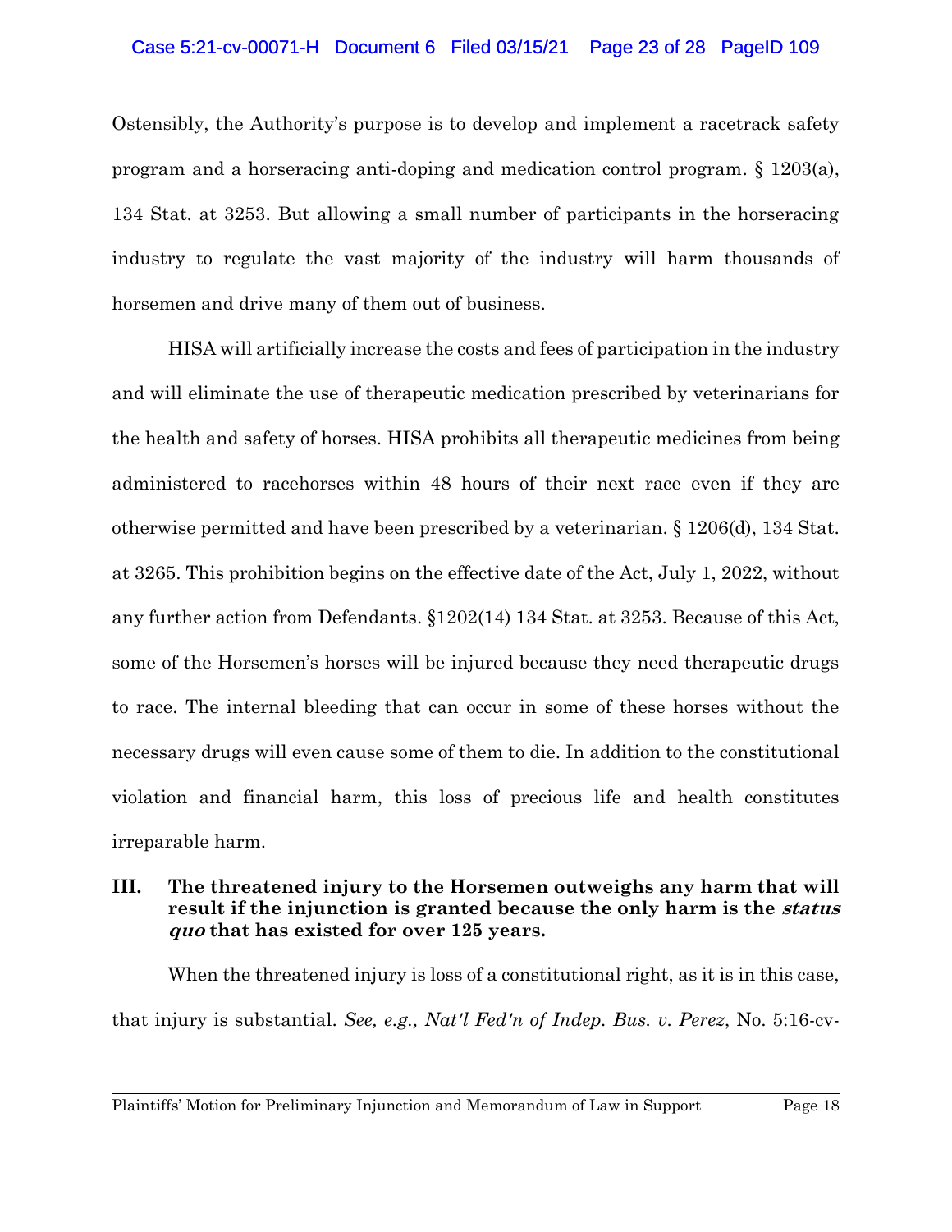Ostensibly, the Authority's purpose is to develop and implement a racetrack safety program and a horseracing anti-doping and medication control program. § 1203(a), 134 Stat. at 3253. But allowing a small number of participants in the horseracing industry to regulate the vast majority of the industry will harm thousands of horsemen and drive many of them out of business.

HISA will artificially increase the costs and fees of participation in the industry and will eliminate the use of therapeutic medication prescribed by veterinarians for the health and safety of horses. HISA prohibits all therapeutic medicines from being administered to racehorses within 48 hours of their next race even if they are otherwise permitted and have been prescribed by a veterinarian. § 1206(d), 134 Stat. at 3265. This prohibition begins on the effective date of the Act, July 1, 2022, without any further action from Defendants. §1202(14) 134 Stat. at 3253. Because of this Act, some of the Horsemen's horses will be injured because they need therapeutic drugs to race. The internal bleeding that can occur in some of these horses without the necessary drugs will even cause some of them to die. In addition to the constitutional violation and financial harm, this loss of precious life and health constitutes irreparable harm.

## III. The threatened injury to the Horsemen outweighs any harm that will result if the injunction is granted because the only harm is the *status quo* that has existed for over 125 years.

When the threatened injury is loss of a constitutional right, as it is in this case, that injury is substantial. *See, e.g., Nat'l Fed'n of Indep. Bus. v. Perez*, No. 5:16-cv-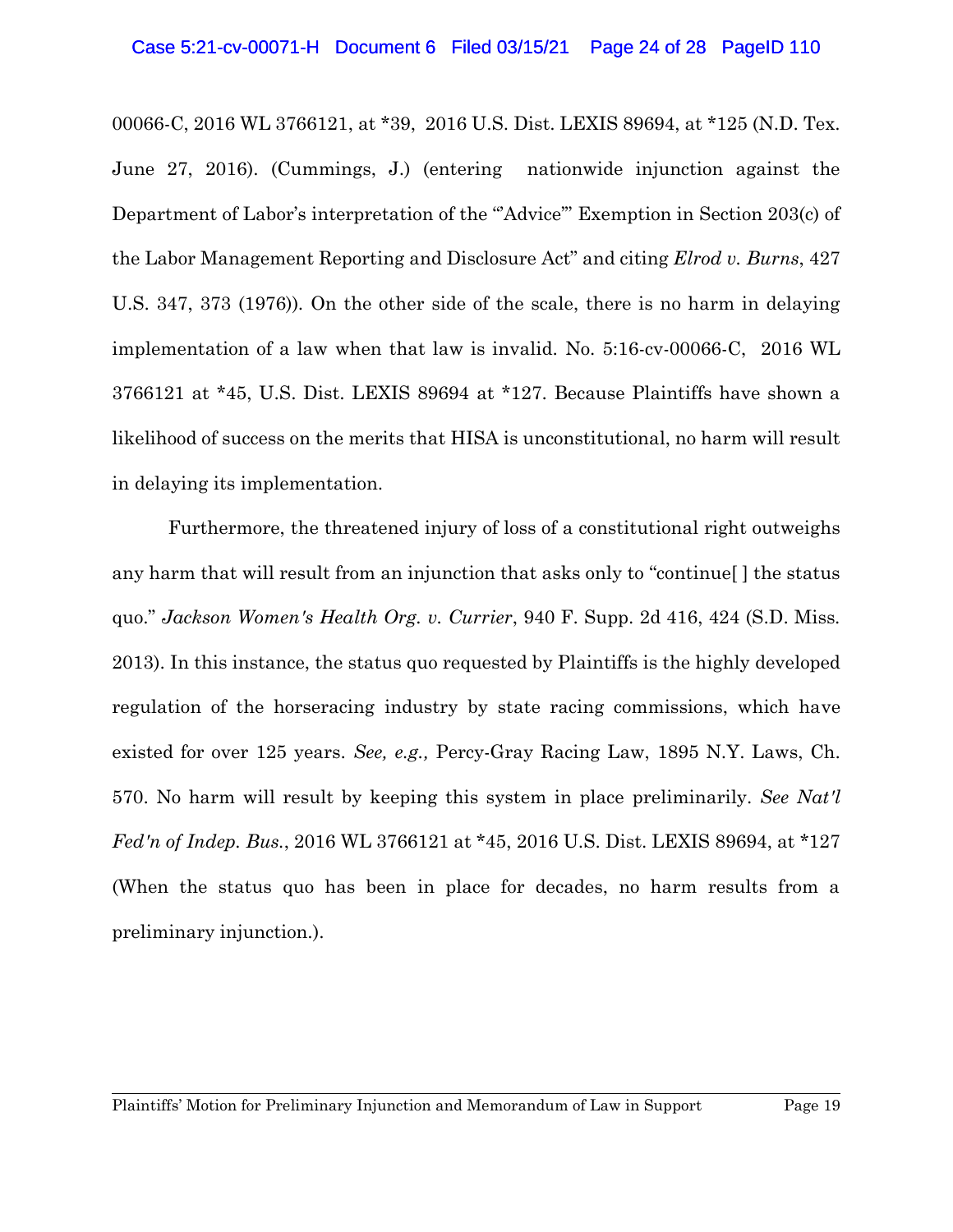00066-C, 2016 WL 3766121, at *39, 2016 U.S. Dist. LEXIS 89694, at *125 (N.D. Tex. June 27, 2016). (Cummings, J.) (entering nationwide injunction against the Department of Labor's interpretation of the "'Advice'" Exemption in Section 203(c) of the Labor Management Reporting and Disclosure Act" and citing *Elrod v. Burns*, 427 U.S. 347, 373 (1976)). On the other side of the scale, there is no harm in delaying implementation of a law when that law is invalid. No. 5:16-cv-00066-C, 2016 WL 3766121 at *45, U.S. Dist. LEXIS 89694 at *127. Because Plaintiffs have shown a likelihood of success on the merits that HISA is unconstitutional, no harm will result in delaying its implementation.

Furthermore, the threatened injury of loss of a constitutional right outweighs any harm that will result from an injunction that asks only to "continue[ ] the status quo." *Jackson Women's Health Org. v. Currier*, 940 F. Supp. 2d 416, 424 (S.D. Miss. 2013). In this instance, the status quo requested by Plaintiffs is the highly developed regulation of the horseracing industry by state racing commissions, which have existed for over 125 years. *See, e.g.,* Percy-Gray Racing Law, 1895 N.Y. Laws, Ch. 570. No harm will result by keeping this system in place preliminarily. *See Nat'l Fed'n of Indep. Bus.*, 2016 WL 3766121 at *45, 2016 U.S. Dist. LEXIS 89694, at *127 (When the status quo has been in place for decades, no harm results from a preliminary injunction.).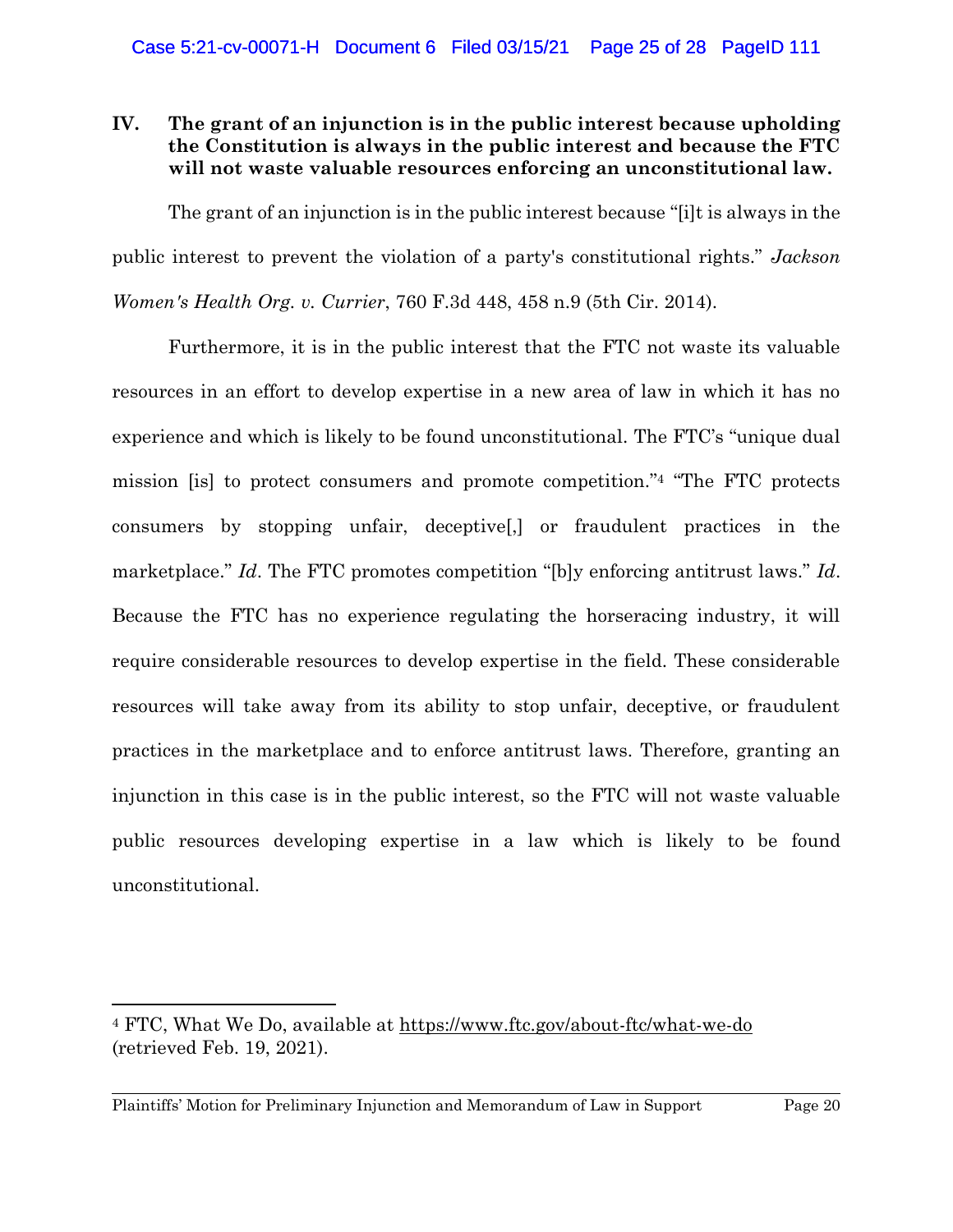## IV. The grant of an injunction is in the public interest because upholding the Constitution is always in the public interest and because the FTC will not waste valuable resources enforcing an unconstitutional law.

The grant of an injunction is in the public interest because "[i]t is always in the public interest to prevent the violation of a party's constitutional rights." *Jackson Women's Health Org. v. Currier*, 760 F.3d 448, 458 n.9 (5th Cir. 2014).

Furthermore, it is in the public interest that the FTC not waste its valuable resources in an effort to develop expertise in a new area of law in which it has no experience and which is likely to be found unconstitutional. The FTC's "unique dual mission [is] to protect consumers and promote competition."[4] "The FTC protects consumers by stopping unfair, deceptive[,] or fraudulent practices in the marketplace." *Id*. The FTC promotes competition "[b]y enforcing antitrust laws." *Id*. Because the FTC has no experience regulating the horseracing industry, it will require considerable resources to develop expertise in the field. These considerable resources will take away from its ability to stop unfair, deceptive, or fraudulent practices in the marketplace and to enforce antitrust laws. Therefore, granting an injunction in this case is in the public interest, so the FTC will not waste valuable public resources developing expertise in a law which is likely to be found unconstitutional.

---

[4] FTC, What We Do, available at https://www.ftc.gov/about-ftc/what-we-do (retrieved Feb. 19, 2021).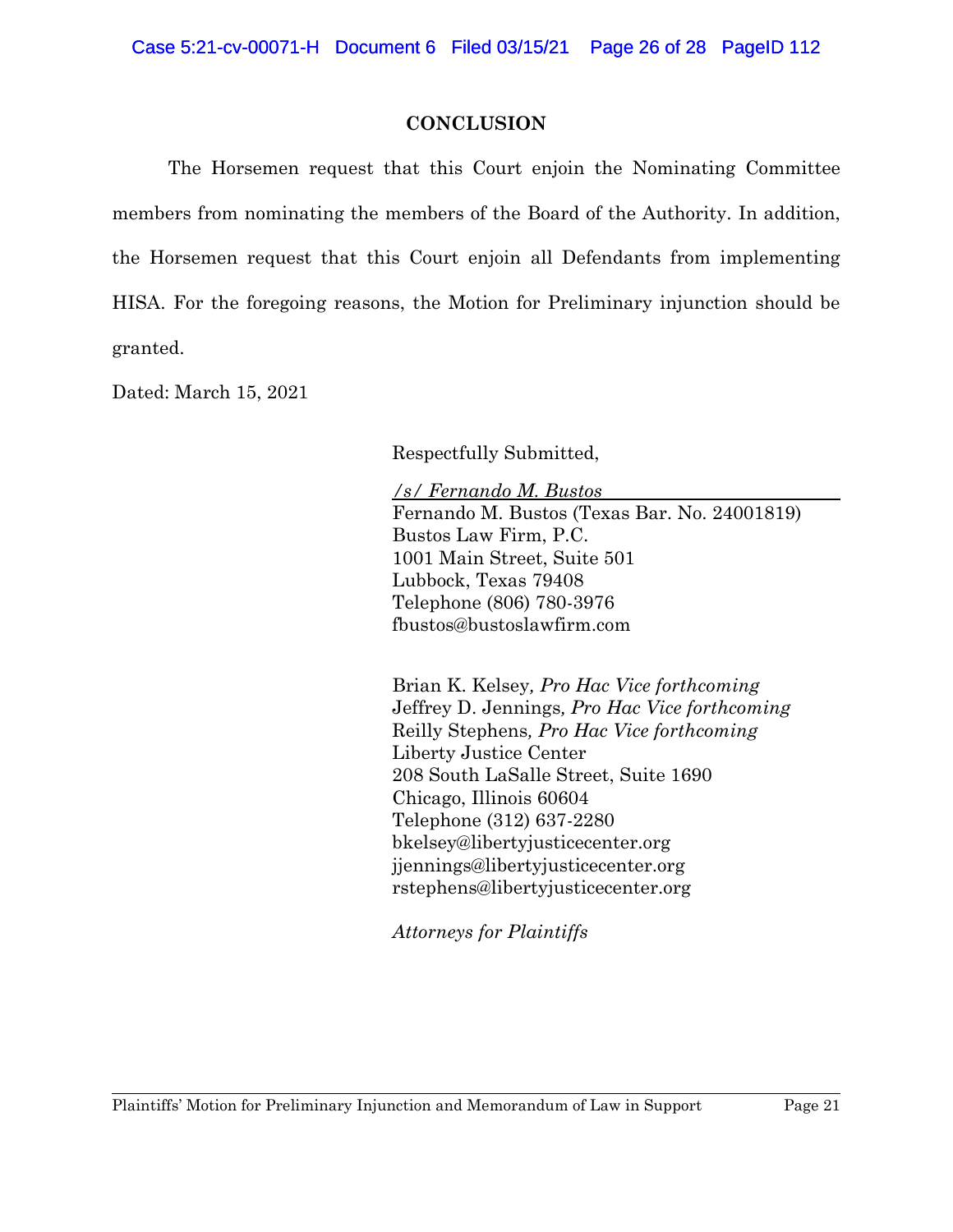## CONCLUSION

The Horsemen request that this Court enjoin the Nominating Committee members from nominating the members of the Board of the Authority. In addition, the Horsemen request that this Court enjoin all Defendants from implementing HISA. For the foregoing reasons, the Motion for Preliminary injunction should be granted.

Dated: March 15, 2021

Respectfully Submitted,

*/s/ Fernando M. Bustos*
Fernando M. Bustos (Texas Bar. No. 24001819)
Bustos Law Firm, P.C.
1001 Main Street, Suite 501
Lubbock, Texas 79408
Telephone (806) 780-3976
fbustos@bustoslawfirm.com

Brian K. Kelsey, *Pro Hac Vice forthcoming*
Jeffrey D. Jennings, *Pro Hac Vice forthcoming*
Reilly Stephens, *Pro Hac Vice forthcoming*
Liberty Justice Center
208 South LaSalle Street, Suite 1690
Chicago, Illinois 60604
Telephone (312) 637-2280
bkelsey@libertyjusticecenter.org
jjennings@libertyjusticecenter.org
rstephens@libertyjusticecenter.org

*Attorneys for Plaintiffs*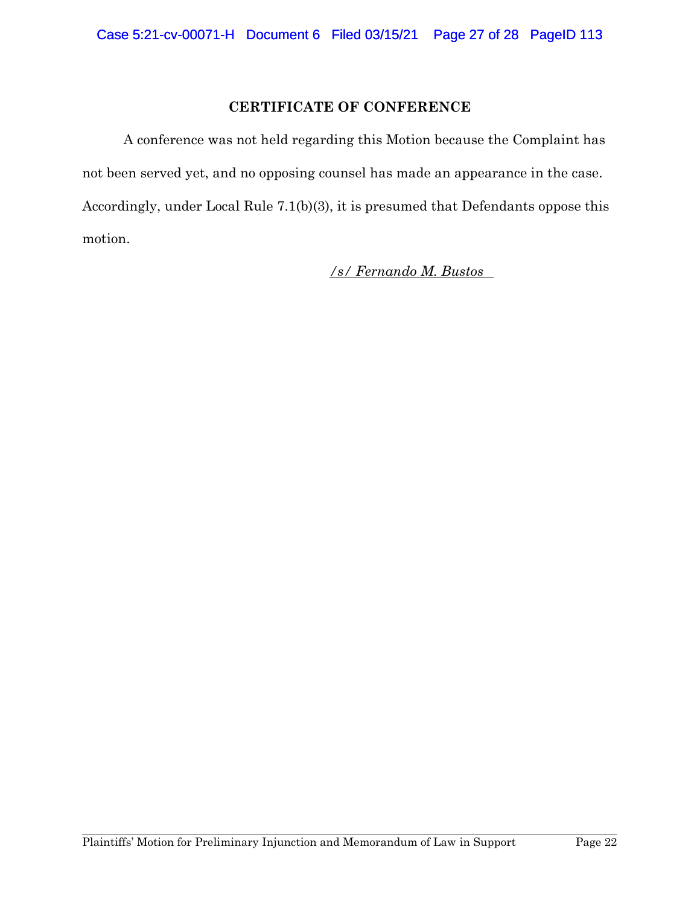## CERTIFICATE OF CONFERENCE

A conference was not held regarding this Motion because the Complaint has not been served yet, and no opposing counsel has made an appearance in the case. Accordingly, under Local Rule 7.1(b)(3), it is presumed that Defendants oppose this motion.

*/s/ Fernando M. Bustos*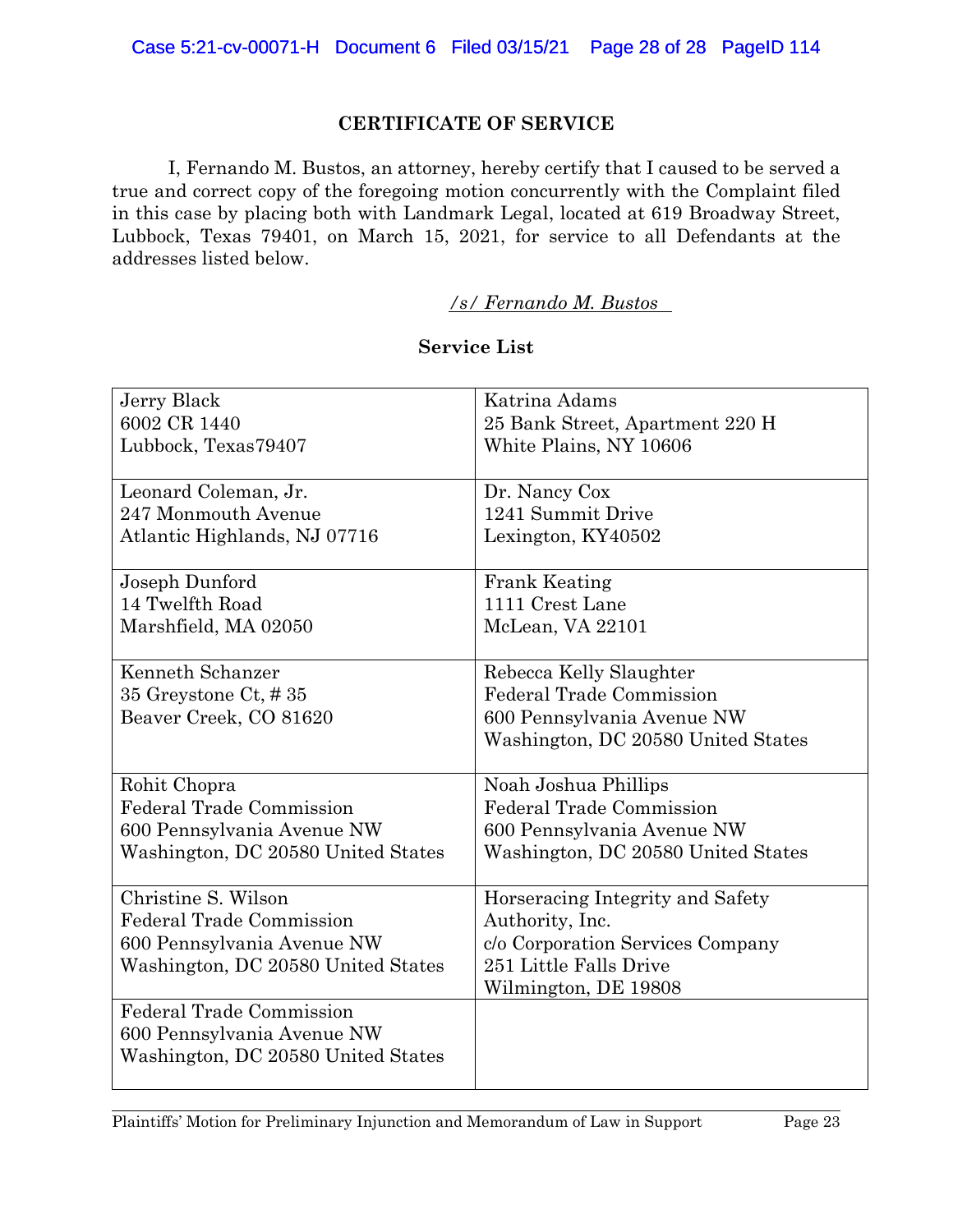## CERTIFICATE OF SERVICE

I, Fernando M. Bustos, an attorney, hereby certify that I caused to be served a true and correct copy of the foregoing motion concurrently with the Complaint filed in this case by placing both with Landmark Legal, located at 619 Broadway Street, Lubbock, Texas 79401, on March 15, 2021, for service to all Defendants at the addresses listed below.

*/s/ Fernando M. Bustos*

**Service List**

| | |
|---|---|
| Jerry Black<br>6002 CR 1440<br>Lubbock, Texas79407 | Katrina Adams<br>25 Bank Street, Apartment 220 H<br>White Plains, NY 10606 |
| Leonard Coleman, Jr.<br>247 Monmouth Avenue<br>Atlantic Highlands, NJ 07716 | Dr. Nancy Cox<br>1241 Summit Drive<br>Lexington, KY40502 |
| Joseph Dunford<br>14 Twelfth Road<br>Marshfield, MA 02050 | Frank Keating<br>1111 Crest Lane<br>McLean, VA 22101 |
| Kenneth Schanzer<br>35 Greystone Ct, # 35<br>Beaver Creek, CO 81620 | Rebecca Kelly Slaughter<br>Federal Trade Commission<br>600 Pennsylvania Avenue NW<br>Washington, DC 20580 United States |
| Rohit Chopra<br>Federal Trade Commission<br>600 Pennsylvania Avenue NW<br>Washington, DC 20580 United States | Noah Joshua Phillips<br>Federal Trade Commission<br>600 Pennsylvania Avenue NW<br>Washington, DC 20580 United States |
| Christine S. Wilson<br>Federal Trade Commission<br>600 Pennsylvania Avenue NW<br>Washington, DC 20580 United States | Horseracing Integrity and Safety Authority, Inc.<br>c/o Corporation Services Company<br>251 Little Falls Drive<br>Wilmington, DE 19808 |
| Federal Trade Commission<br>600 Pennsylvania Avenue NW<br>Washington, DC 20580 United States | |

Plaintiffs' Motion for Preliminary Injunction and Memorandum of Law in Support